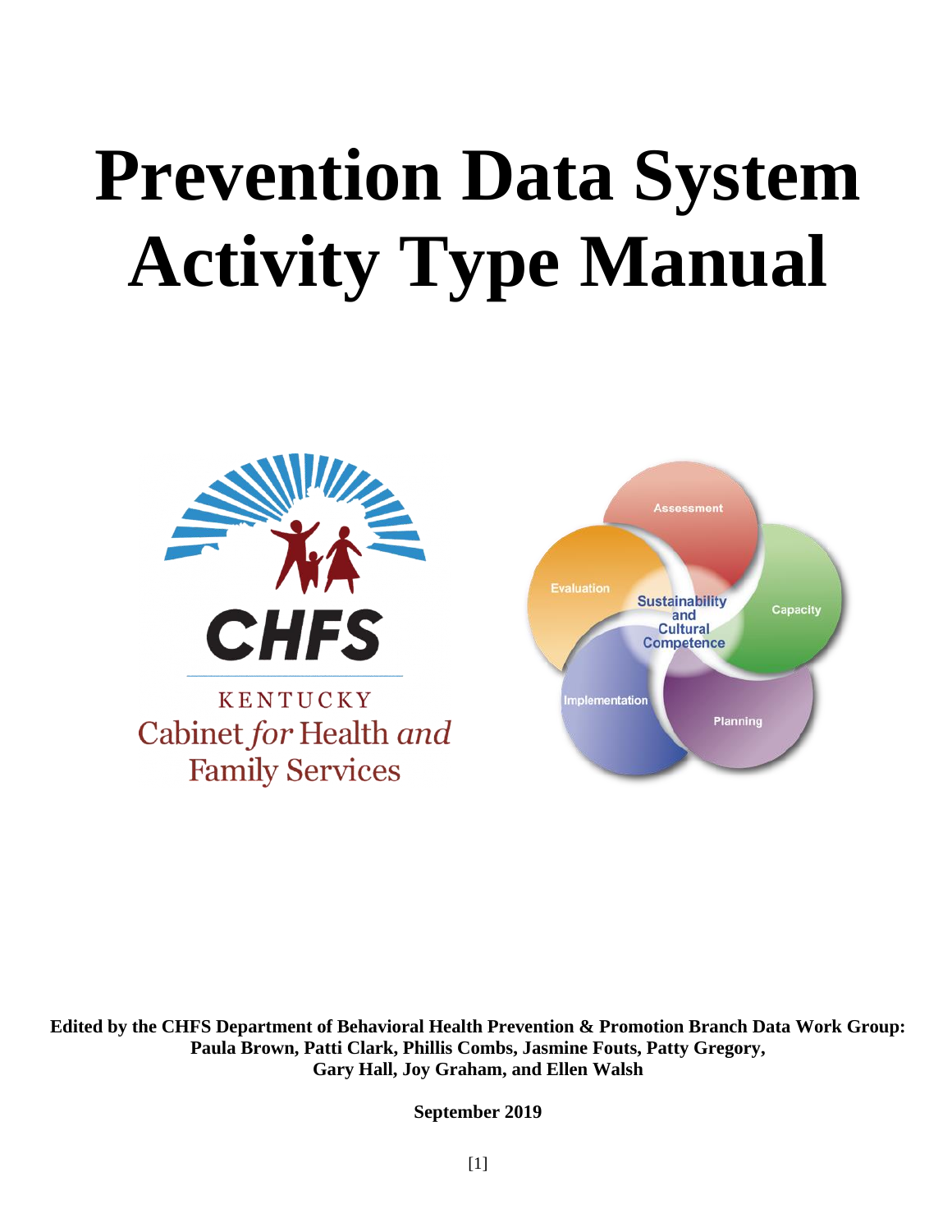# Prevention Data System Activity Type Manual

**Edited by the CHFS Department of Behavioral Health Prevention & Promotion Branch Data Work Group: Paula Brown, Patti Clark, Phillis Combs, Jasmine Fouts, Patty Gregory, Gary Hall, Joy Graham, and Ellen Walsh**

**September 2019**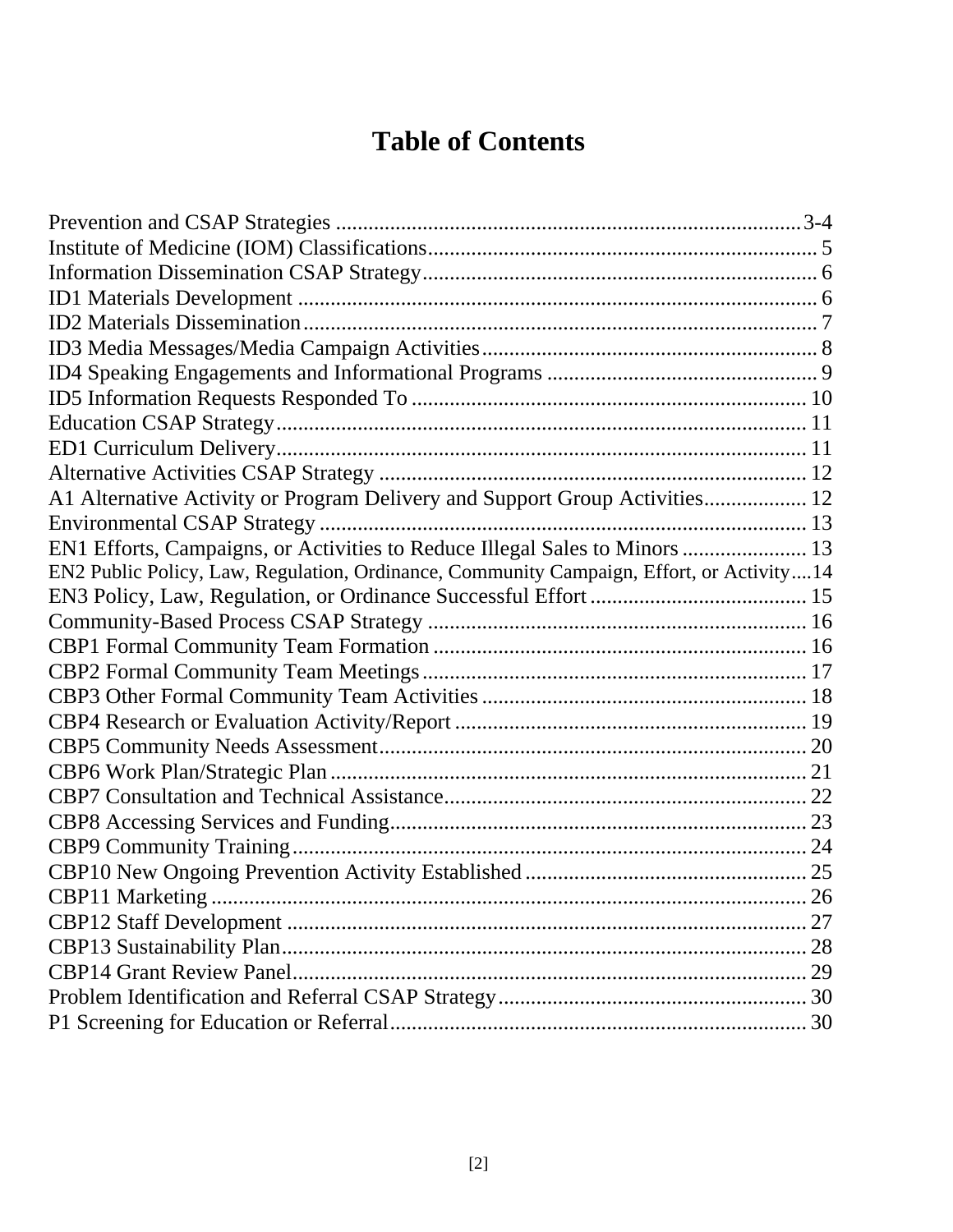# Table of Contents

| | |
|---|---|
| Prevention and CSAP Strategies | 3-4 |
| Institute of Medicine (IOM) Classifications | 5 |
| Information Dissemination CSAP Strategy | 6 |
| ID1 Materials Development | 6 |
| ID2 Materials Dissemination | 7 |
| ID3 Media Messages/Media Campaign Activities | 8 |
| ID4 Speaking Engagements and Informational Programs | 9 |
| ID5 Information Requests Responded To | 10 |
| Education CSAP Strategy | 11 |
| ED1 Curriculum Delivery | 11 |
| Alternative Activities CSAP Strategy | 12 |
| A1 Alternative Activity or Program Delivery and Support Group Activities | 12 |
| Environmental CSAP Strategy | 13 |
| EN1 Efforts, Campaigns, or Activities to Reduce Illegal Sales to Minors | 13 |
| EN2 Public Policy, Law, Regulation, Ordinance, Community Campaign, Effort, or Activity | 14 |
| EN3 Policy, Law, Regulation, or Ordinance Successful Effort | 15 |
| Community-Based Process CSAP Strategy | 16 |
| CBP1 Formal Community Team Formation | 16 |
| CBP2 Formal Community Team Meetings | 17 |
| CBP3 Other Formal Community Team Activities | 18 |
| CBP4 Research or Evaluation Activity/Report | 19 |
| CBP5 Community Needs Assessment | 20 |
| CBP6 Work Plan/Strategic Plan | 21 |
| CBP7 Consultation and Technical Assistance | 22 |
| CBP8 Accessing Services and Funding | 23 |
| CBP9 Community Training | 24 |
| CBP10 New Ongoing Prevention Activity Established | 25 |
| CBP11 Marketing | 26 |
| CBP12 Staff Development | 27 |
| CBP13 Sustainability Plan | 28 |
| CBP14 Grant Review Panel | 29 |
| Problem Identification and Referral CSAP Strategy | 30 |
| P1 Screening for Education or Referral | 30 |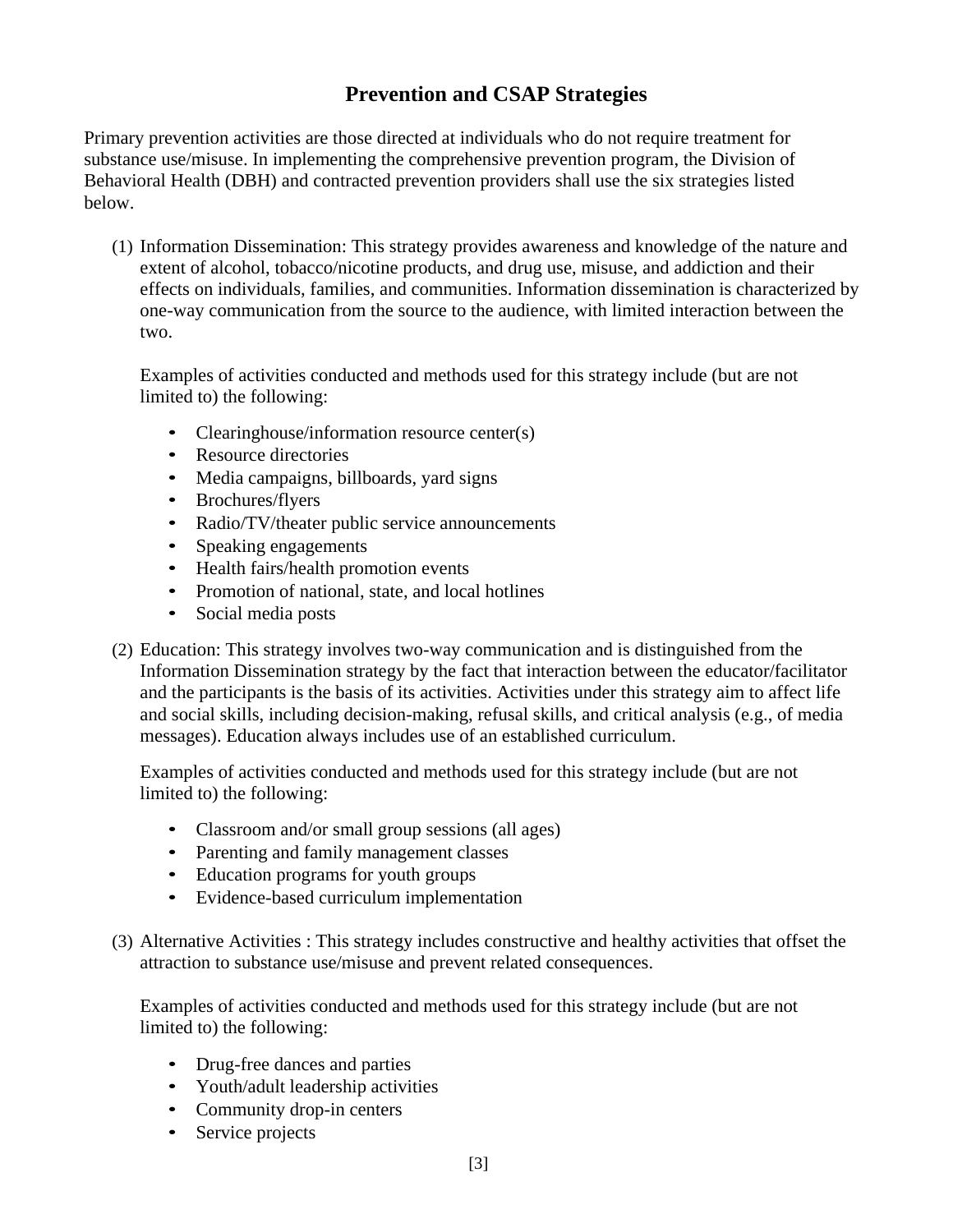## Prevention and CSAP Strategies

Primary prevention activities are those directed at individuals who do not require treatment for substance use/misuse. In implementing the comprehensive prevention program, the Division of Behavioral Health (DBH) and contracted prevention providers shall use the six strategies listed below.

(1) Information Dissemination: This strategy provides awareness and knowledge of the nature and extent of alcohol, tobacco/nicotine products, and drug use, misuse, and addiction and their effects on individuals, families, and communities. Information dissemination is characterized by one-way communication from the source to the audience, with limited interaction between the two.

Examples of activities conducted and methods used for this strategy include (but are not limited to) the following:

- Clearinghouse/information resource center(s)
- Resource directories
- Media campaigns, billboards, yard signs
- Brochures/flyers
- Radio/TV/theater public service announcements
- Speaking engagements
- Health fairs/health promotion events
- Promotion of national, state, and local hotlines
- Social media posts

(2) Education: This strategy involves two-way communication and is distinguished from the Information Dissemination strategy by the fact that interaction between the educator/facilitator and the participants is the basis of its activities. Activities under this strategy aim to affect life and social skills, including decision-making, refusal skills, and critical analysis (e.g., of media messages). Education always includes use of an established curriculum.

Examples of activities conducted and methods used for this strategy include (but are not limited to) the following:

- Classroom and/or small group sessions (all ages)
- Parenting and family management classes
- Education programs for youth groups
- Evidence-based curriculum implementation

(3) Alternative Activities : This strategy includes constructive and healthy activities that offset the attraction to substance use/misuse and prevent related consequences.

Examples of activities conducted and methods used for this strategy include (but are not limited to) the following:

- Drug-free dances and parties
- Youth/adult leadership activities
- Community drop-in centers
- Service projects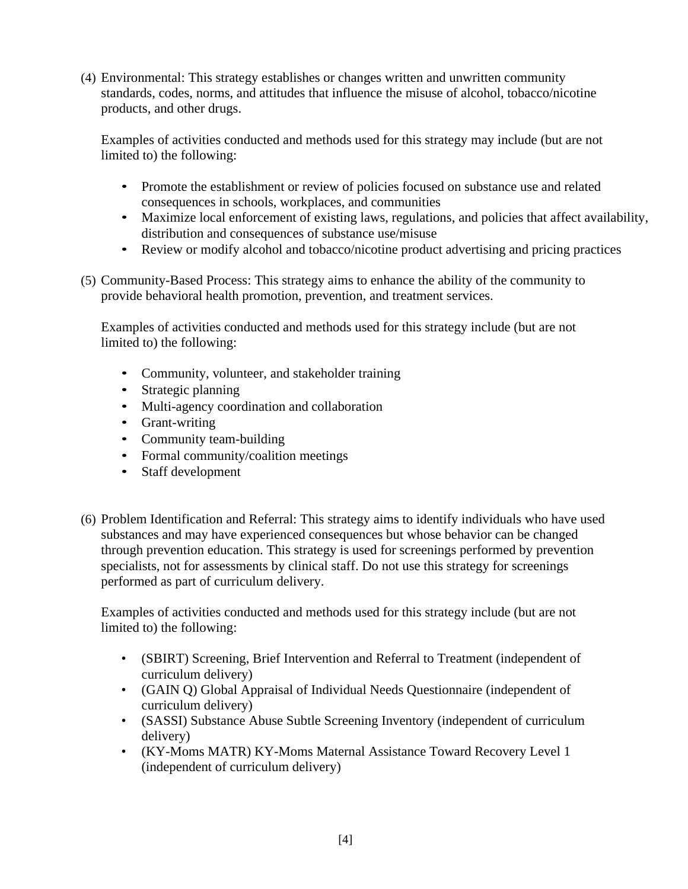(4) Environmental: This strategy establishes or changes written and unwritten community standards, codes, norms, and attitudes that influence the misuse of alcohol, tobacco/nicotine products, and other drugs.

Examples of activities conducted and methods used for this strategy may include (but are not limited to) the following:

- Promote the establishment or review of policies focused on substance use and related consequences in schools, workplaces, and communities
- Maximize local enforcement of existing laws, regulations, and policies that affect availability, distribution and consequences of substance use/misuse
- Review or modify alcohol and tobacco/nicotine product advertising and pricing practices

(5) Community-Based Process: This strategy aims to enhance the ability of the community to provide behavioral health promotion, prevention, and treatment services.

Examples of activities conducted and methods used for this strategy include (but are not limited to) the following:

- Community, volunteer, and stakeholder training
- Strategic planning
- Multi-agency coordination and collaboration
- Grant-writing
- Community team-building
- Formal community/coalition meetings
- Staff development

(6) Problem Identification and Referral: This strategy aims to identify individuals who have used substances and may have experienced consequences but whose behavior can be changed through prevention education. This strategy is used for screenings performed by prevention specialists, not for assessments by clinical staff. Do not use this strategy for screenings performed as part of curriculum delivery.

Examples of activities conducted and methods used for this strategy include (but are not limited to) the following:

- (SBIRT) Screening, Brief Intervention and Referral to Treatment (independent of curriculum delivery)
- (GAIN Q) Global Appraisal of Individual Needs Questionnaire (independent of curriculum delivery)
- (SASSI) Substance Abuse Subtle Screening Inventory (independent of curriculum delivery)
- (KY-Moms MATR) KY-Moms Maternal Assistance Toward Recovery Level 1 (independent of curriculum delivery)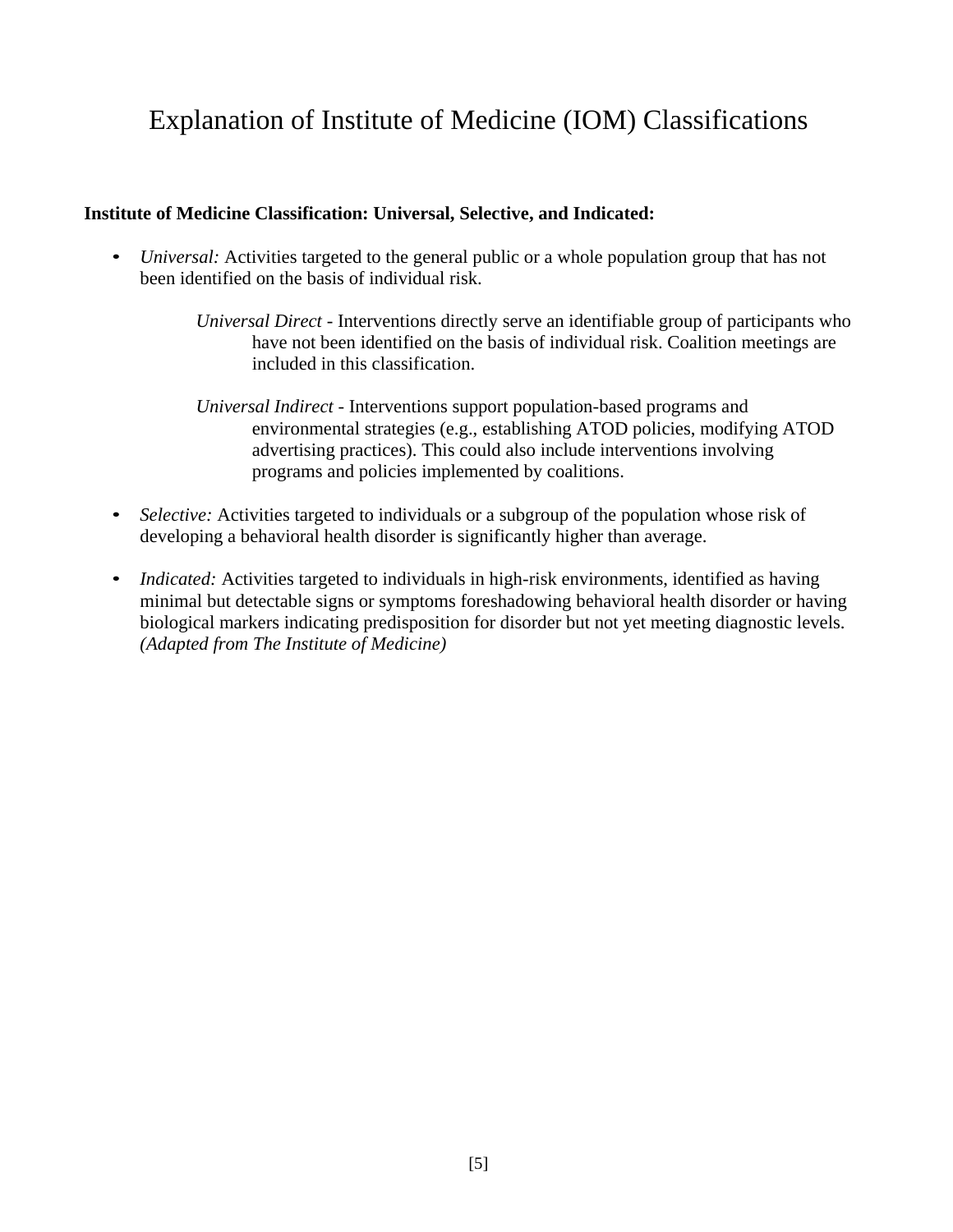# Explanation of Institute of Medicine (IOM) Classifications

**Institute of Medicine Classification: Universal, Selective, and Indicated:**

- *Universal:* Activities targeted to the general public or a whole population group that has not been identified on the basis of individual risk.

  *Universal Direct* - Interventions directly serve an identifiable group of participants who have not been identified on the basis of individual risk. Coalition meetings are included in this classification.

  *Universal Indirect* - Interventions support population-based programs and environmental strategies (e.g., establishing ATOD policies, modifying ATOD advertising practices). This could also include interventions involving programs and policies implemented by coalitions.

- *Selective:* Activities targeted to individuals or a subgroup of the population whose risk of developing a behavioral health disorder is significantly higher than average.

- *Indicated:* Activities targeted to individuals in high-risk environments, identified as having minimal but detectable signs or symptoms foreshadowing behavioral health disorder or having biological markers indicating predisposition for disorder but not yet meeting diagnostic levels. *(Adapted from The Institute of Medicine)*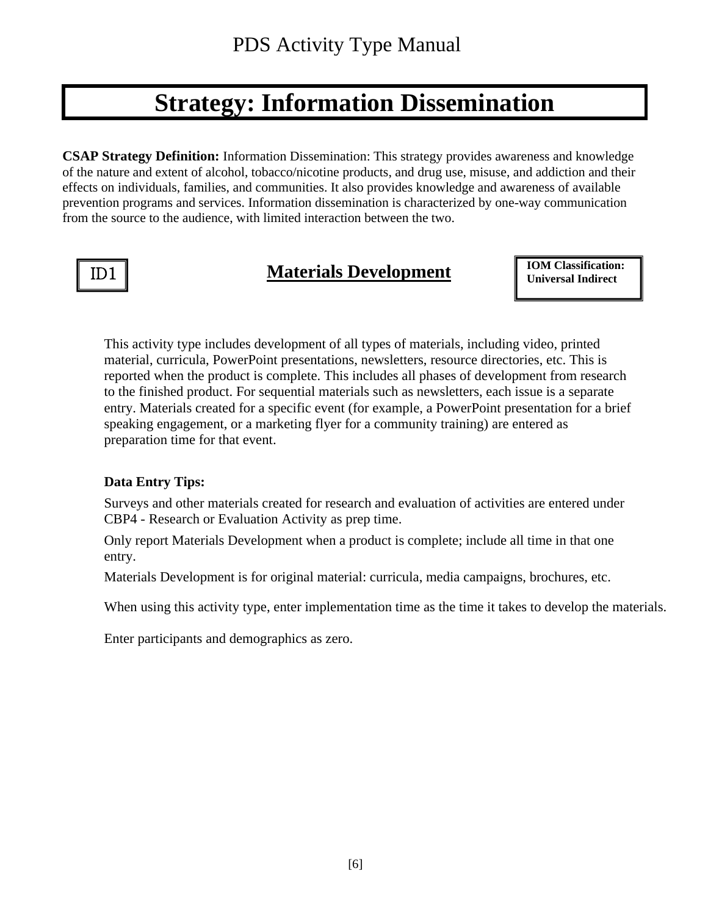# Strategy: Information Dissemination

**CSAP Strategy Definition:** Information Dissemination: This strategy provides awareness and knowledge of the nature and extent of alcohol, tobacco/nicotine products, and drug use, misuse, and addiction and their effects on individuals, families, and communities. It also provides knowledge and awareness of available prevention programs and services. Information dissemination is characterized by one-way communication from the source to the audience, with limited interaction between the two.

## ID1 — Materials Development

**IOM Classification: Universal Indirect**

This activity type includes development of all types of materials, including video, printed material, curricula, PowerPoint presentations, newsletters, resource directories, etc. This is reported when the product is complete. This includes all phases of development from research to the finished product. For sequential materials such as newsletters, each issue is a separate entry. Materials created for a specific event (for example, a PowerPoint presentation for a brief speaking engagement, or a marketing flyer for a community training) are entered as preparation time for that event.

**Data Entry Tips:**

Surveys and other materials created for research and evaluation of activities are entered under CBP4 - Research or Evaluation Activity as prep time.

Only report Materials Development when a product is complete; include all time in that one entry.

Materials Development is for original material: curricula, media campaigns, brochures, etc.

When using this activity type, enter implementation time as the time it takes to develop the materials.

Enter participants and demographics as zero.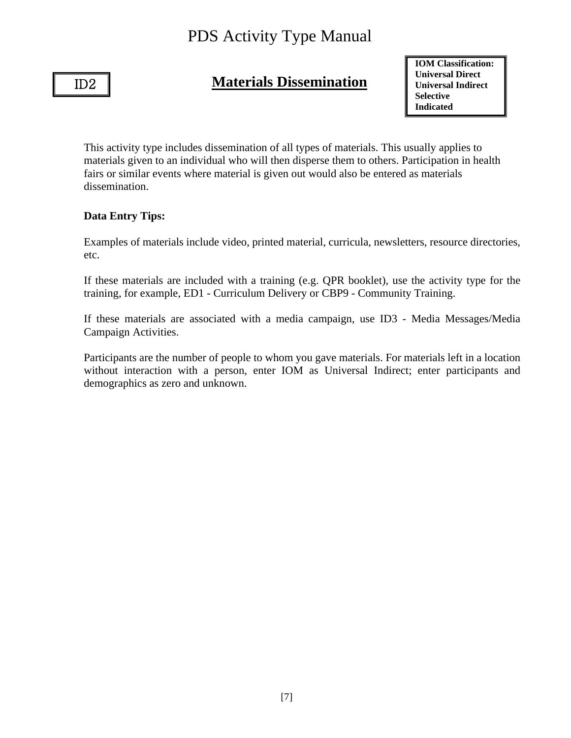ID2

# Materials Dissemination

**IOM Classification:**
**Universal Direct**
**Universal Indirect**
**Selective**
**Indicated**

This activity type includes dissemination of all types of materials. This usually applies to materials given to an individual who will then disperse them to others. Participation in health fairs or similar events where material is given out would also be entered as materials dissemination.

**Data Entry Tips:**

Examples of materials include video, printed material, curricula, newsletters, resource directories, etc.

If these materials are included with a training (e.g. QPR booklet), use the activity type for the training, for example, ED1 - Curriculum Delivery or CBP9 - Community Training.

If these materials are associated with a media campaign, use ID3 - Media Messages/Media Campaign Activities.

Participants are the number of people to whom you gave materials. For materials left in a location without interaction with a person, enter IOM as Universal Indirect; enter participants and demographics as zero and unknown.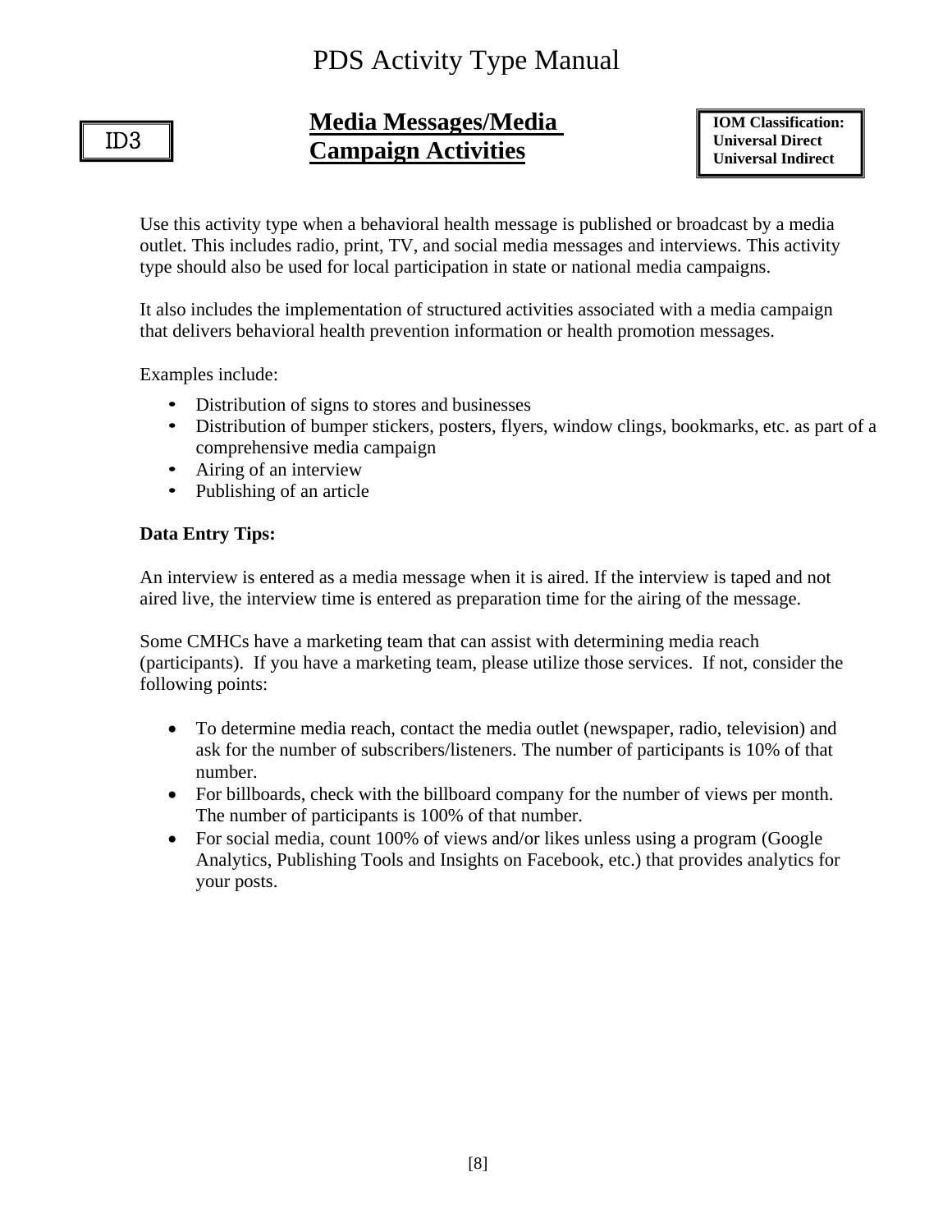ID3

## Media Messages/Media Campaign Activities

**IOM Classification:**
**Universal Direct**
**Universal Indirect**

Use this activity type when a behavioral health message is published or broadcast by a media outlet. This includes radio, print, TV, and social media messages and interviews. This activity type should also be used for local participation in state or national media campaigns.

It also includes the implementation of structured activities associated with a media campaign that delivers behavioral health prevention information or health promotion messages.

Examples include:

- Distribution of signs to stores and businesses
- Distribution of bumper stickers, posters, flyers, window clings, bookmarks, etc. as part of a comprehensive media campaign
- Airing of an interview
- Publishing of an article

**Data Entry Tips:**

An interview is entered as a media message when it is aired. If the interview is taped and not aired live, the interview time is entered as preparation time for the airing of the message.

Some CMHCs have a marketing team that can assist with determining media reach (participants). If you have a marketing team, please utilize those services. If not, consider the following points:

- To determine media reach, contact the media outlet (newspaper, radio, television) and ask for the number of subscribers/listeners. The number of participants is 10% of that number.
- For billboards, check with the billboard company for the number of views per month. The number of participants is 100% of that number.
- For social media, count 100% of views and/or likes unless using a program (Google Analytics, Publishing Tools and Insights on Facebook, etc.) that provides analytics for your posts.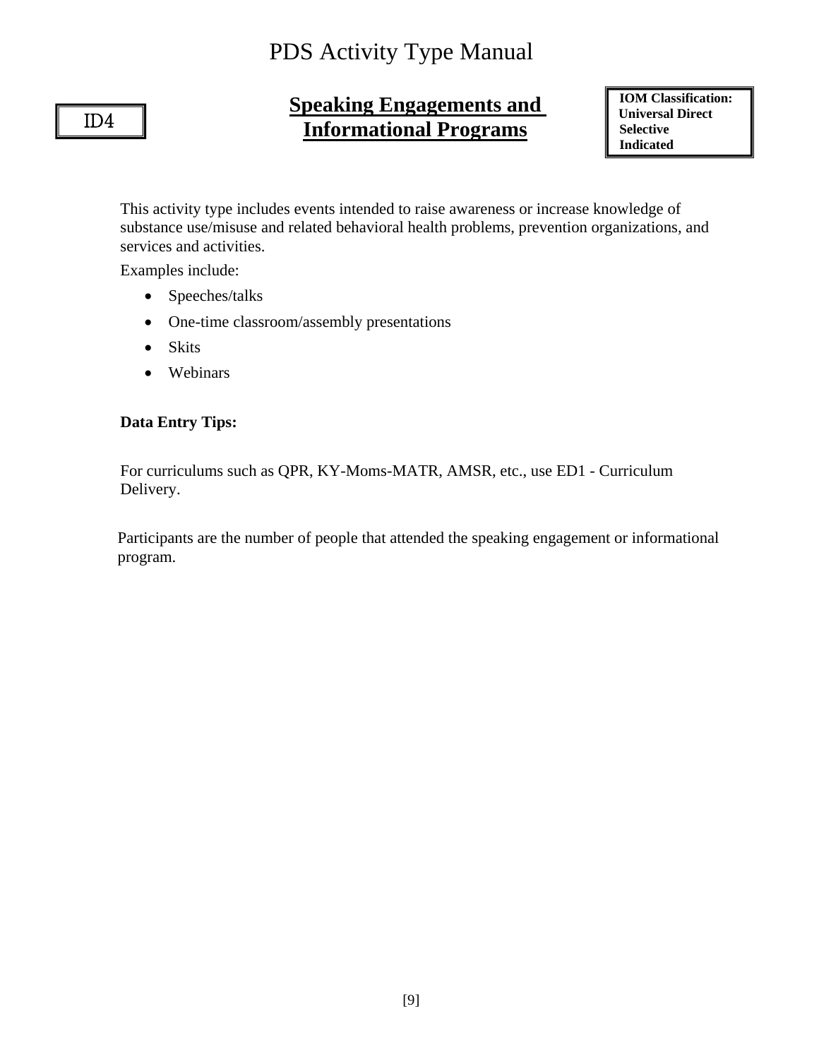**ID4**

## Speaking Engagements and Informational Programs

**IOM Classification:**
**Universal Direct**
**Selective**
**Indicated**

This activity type includes events intended to raise awareness or increase knowledge of substance use/misuse and related behavioral health problems, prevention organizations, and services and activities.

Examples include:

- Speeches/talks
- One-time classroom/assembly presentations
- Skits
- Webinars

**Data Entry Tips:**

For curriculums such as QPR, KY-Moms-MATR, AMSR, etc., use ED1 - Curriculum Delivery.

Participants are the number of people that attended the speaking engagement or informational program.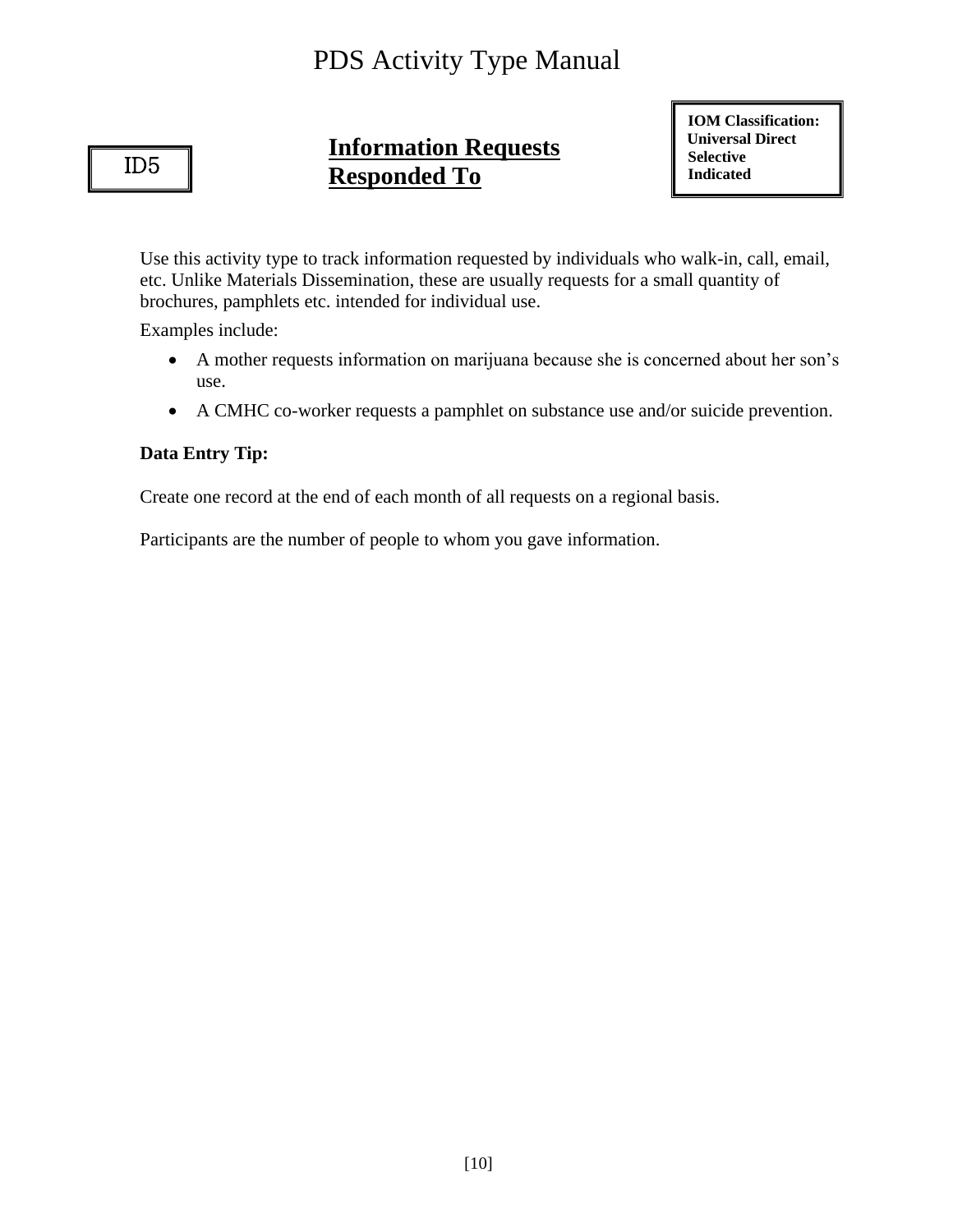ID5

## Information Requests Responded To

**IOM Classification:**
**Universal Direct**
**Selective**
**Indicated**

Use this activity type to track information requested by individuals who walk-in, call, email, etc. Unlike Materials Dissemination, these are usually requests for a small quantity of brochures, pamphlets etc. intended for individual use.

Examples include:

- A mother requests information on marijuana because she is concerned about her son's use.
- A CMHC co-worker requests a pamphlet on substance use and/or suicide prevention.

**Data Entry Tip:**

Create one record at the end of each month of all requests on a regional basis.

Participants are the number of people to whom you gave information.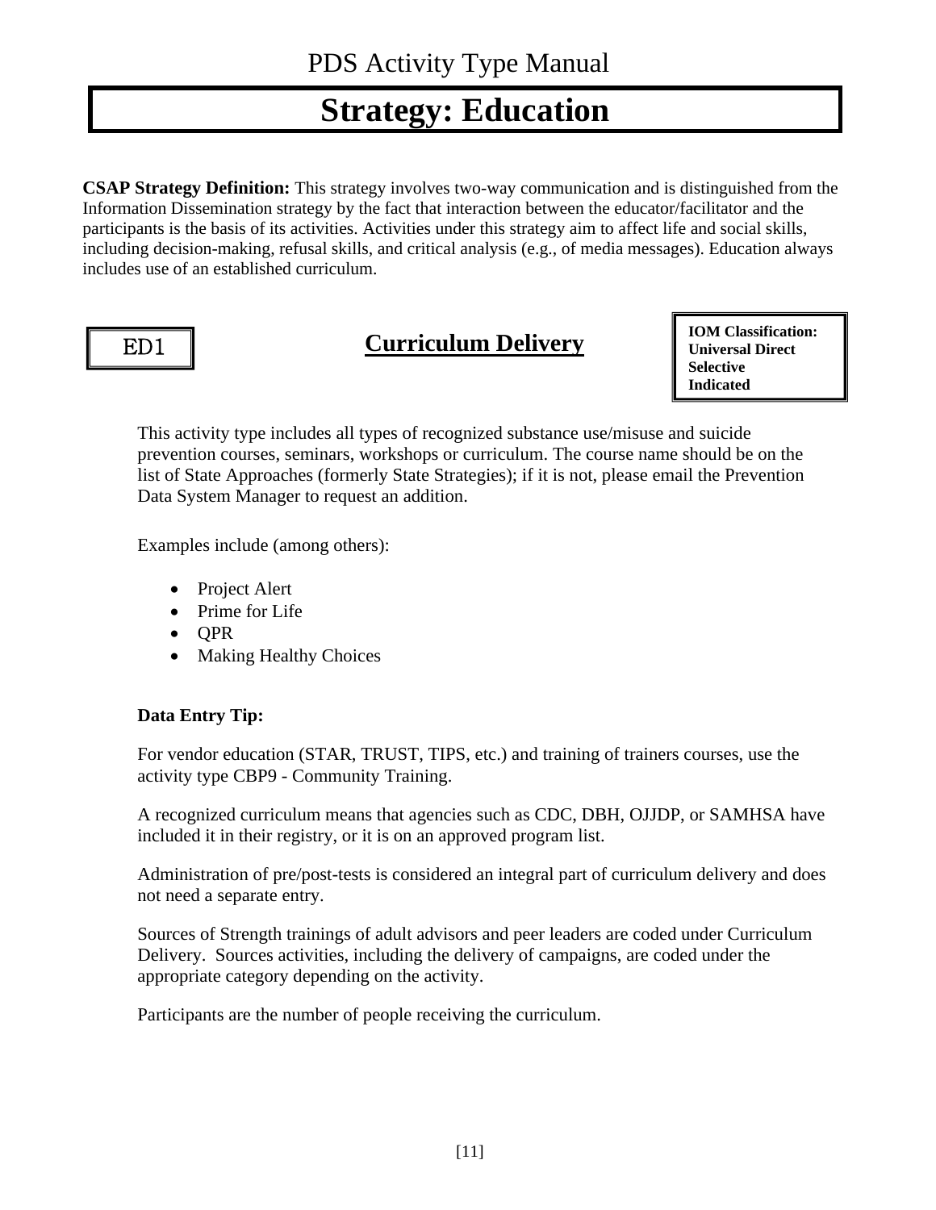PDS Activity Type Manual

# Strategy: Education

**CSAP Strategy Definition:** This strategy involves two-way communication and is distinguished from the Information Dissemination strategy by the fact that interaction between the educator/facilitator and the participants is the basis of its activities. Activities under this strategy aim to affect life and social skills, including decision-making, refusal skills, and critical analysis (e.g., of media messages). Education always includes use of an established curriculum.

ED1

## Curriculum Delivery

**IOM Classification:**
**Universal Direct**
**Selective**
**Indicated**

This activity type includes all types of recognized substance use/misuse and suicide prevention courses, seminars, workshops or curriculum. The course name should be on the list of State Approaches (formerly State Strategies); if it is not, please email the Prevention Data System Manager to request an addition.

Examples include (among others):

- Project Alert
- Prime for Life
- QPR
- Making Healthy Choices

**Data Entry Tip:**

For vendor education (STAR, TRUST, TIPS, etc.) and training of trainers courses, use the activity type CBP9 - Community Training.

A recognized curriculum means that agencies such as CDC, DBH, OJJDP, or SAMHSA have included it in their registry, or it is on an approved program list.

Administration of pre/post-tests is considered an integral part of curriculum delivery and does not need a separate entry.

Sources of Strength trainings of adult advisors and peer leaders are coded under Curriculum Delivery. Sources activities, including the delivery of campaigns, are coded under the appropriate category depending on the activity.

Participants are the number of people receiving the curriculum.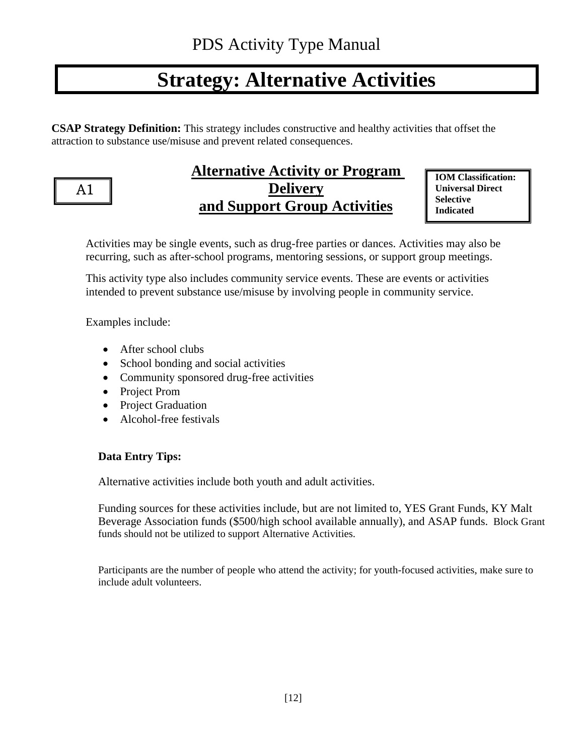# Strategy: Alternative Activities

**CSAP Strategy Definition:** This strategy includes constructive and healthy activities that offset the attraction to substance use/misuse and prevent related consequences.

A1

## Alternative Activity or Program Delivery and Support Group Activities

**IOM Classification:**
**Universal Direct**
**Selective**
**Indicated**

Activities may be single events, such as drug-free parties or dances. Activities may also be recurring, such as after-school programs, mentoring sessions, or support group meetings.

This activity type also includes community service events. These are events or activities intended to prevent substance use/misuse by involving people in community service.

Examples include:

- After school clubs
- School bonding and social activities
- Community sponsored drug-free activities
- Project Prom
- Project Graduation
- Alcohol-free festivals

**Data Entry Tips:**

Alternative activities include both youth and adult activities.

Funding sources for these activities include, but are not limited to, YES Grant Funds, KY Malt Beverage Association funds ($500/high school available annually), and ASAP funds. Block Grant funds should not be utilized to support Alternative Activities.

Participants are the number of people who attend the activity; for youth-focused activities, make sure to include adult volunteers.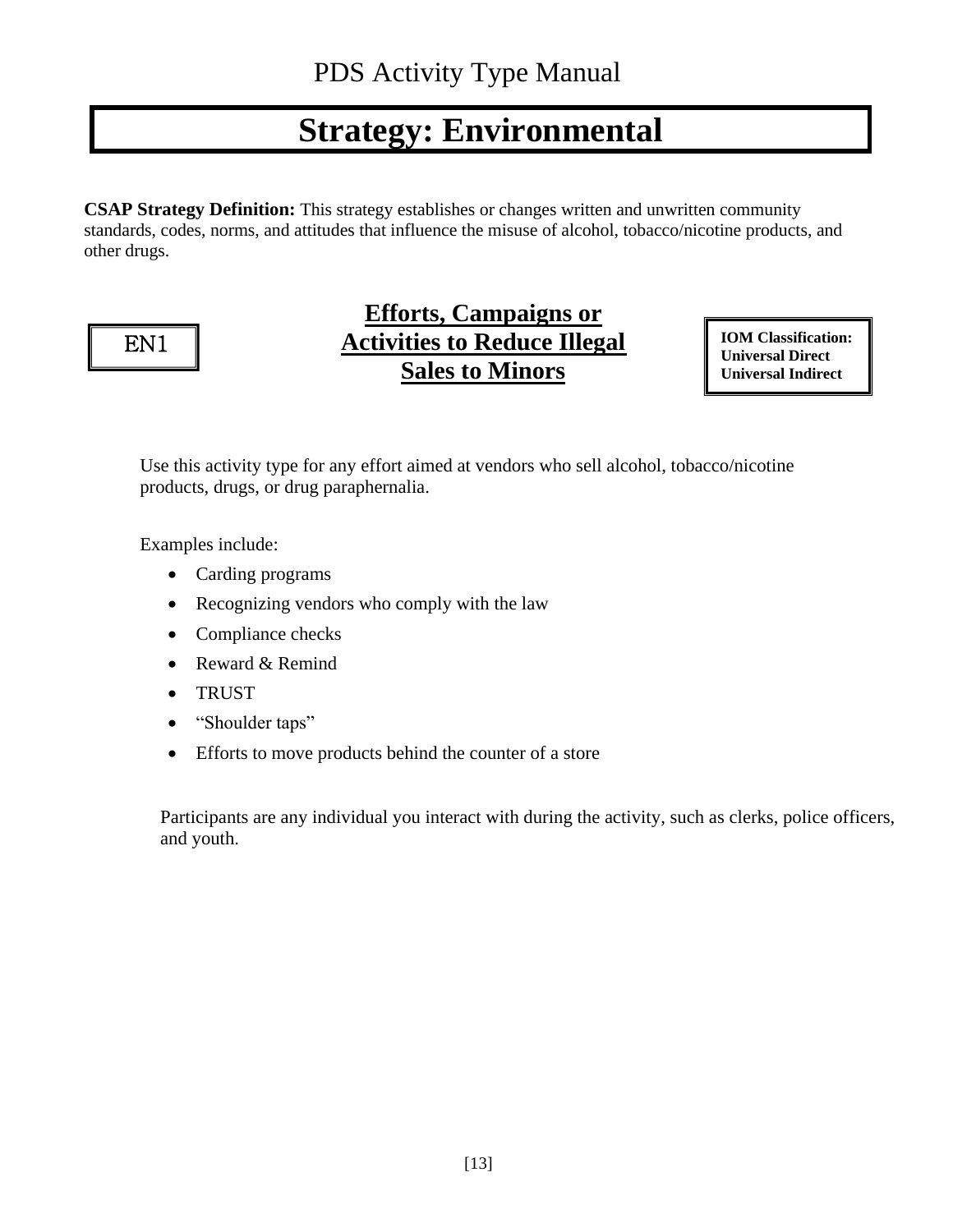# Strategy: Environmental

**CSAP Strategy Definition:** This strategy establishes or changes written and unwritten community standards, codes, norms, and attitudes that influence the misuse of alcohol, tobacco/nicotine products, and other drugs.

## EN1 — Efforts, Campaigns or Activities to Reduce Illegal Sales to Minors

**IOM Classification:**
**Universal Direct**
**Universal Indirect**

Use this activity type for any effort aimed at vendors who sell alcohol, tobacco/nicotine products, drugs, or drug paraphernalia.

Examples include:

- Carding programs
- Recognizing vendors who comply with the law
- Compliance checks
- Reward & Remind
- TRUST
- "Shoulder taps"
- Efforts to move products behind the counter of a store

Participants are any individual you interact with during the activity, such as clerks, police officers, and youth.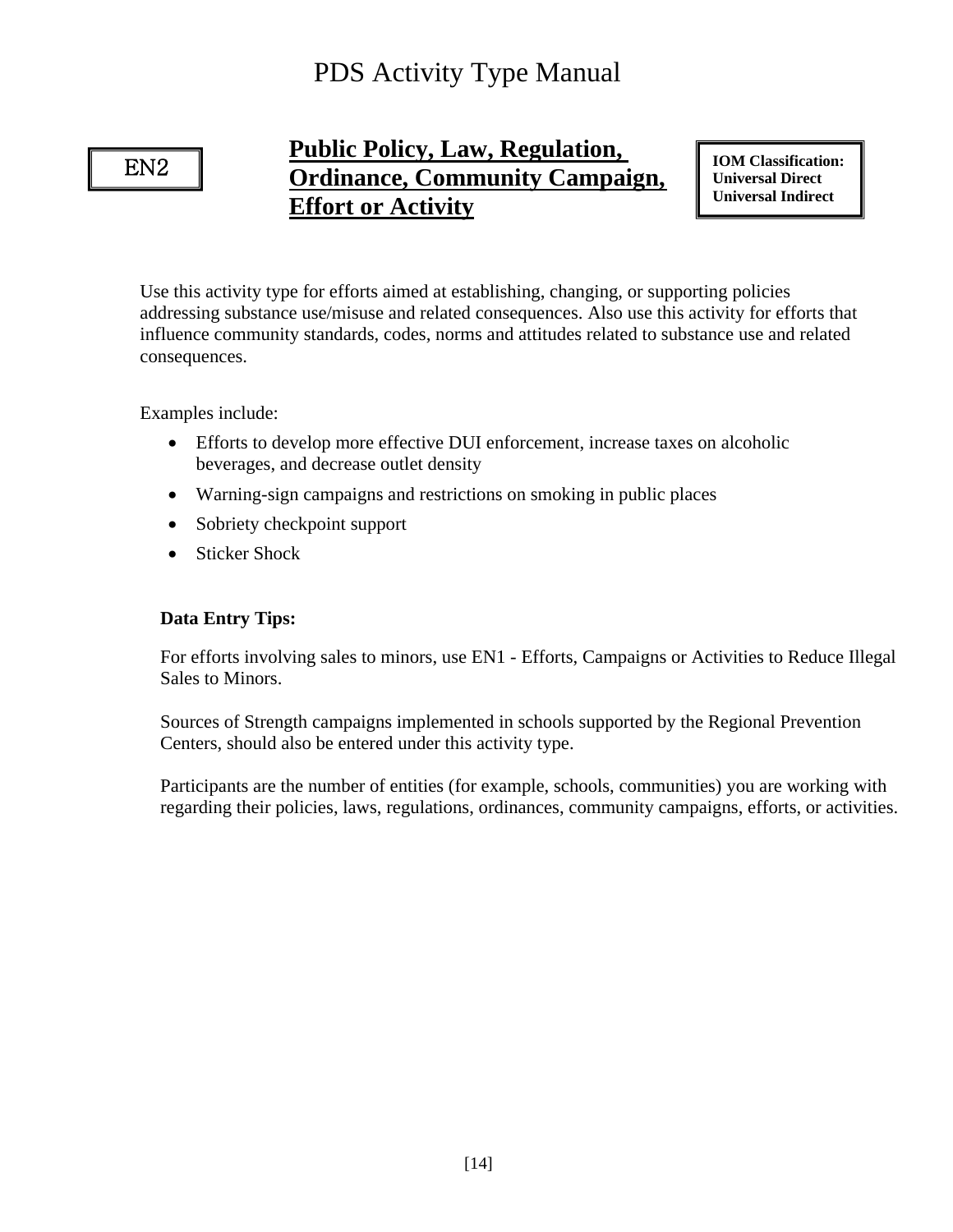EN2

## Public Policy, Law, Regulation, Ordinance, Community Campaign, Effort or Activity

**IOM Classification:**
**Universal Direct**
**Universal Indirect**

Use this activity type for efforts aimed at establishing, changing, or supporting policies addressing substance use/misuse and related consequences. Also use this activity for efforts that influence community standards, codes, norms and attitudes related to substance use and related consequences.

Examples include:

- Efforts to develop more effective DUI enforcement, increase taxes on alcoholic beverages, and decrease outlet density
- Warning-sign campaigns and restrictions on smoking in public places
- Sobriety checkpoint support
- Sticker Shock

**Data Entry Tips:**

For efforts involving sales to minors, use EN1 - Efforts, Campaigns or Activities to Reduce Illegal Sales to Minors.

Sources of Strength campaigns implemented in schools supported by the Regional Prevention Centers, should also be entered under this activity type.

Participants are the number of entities (for example, schools, communities) you are working with regarding their policies, laws, regulations, ordinances, community campaigns, efforts, or activities.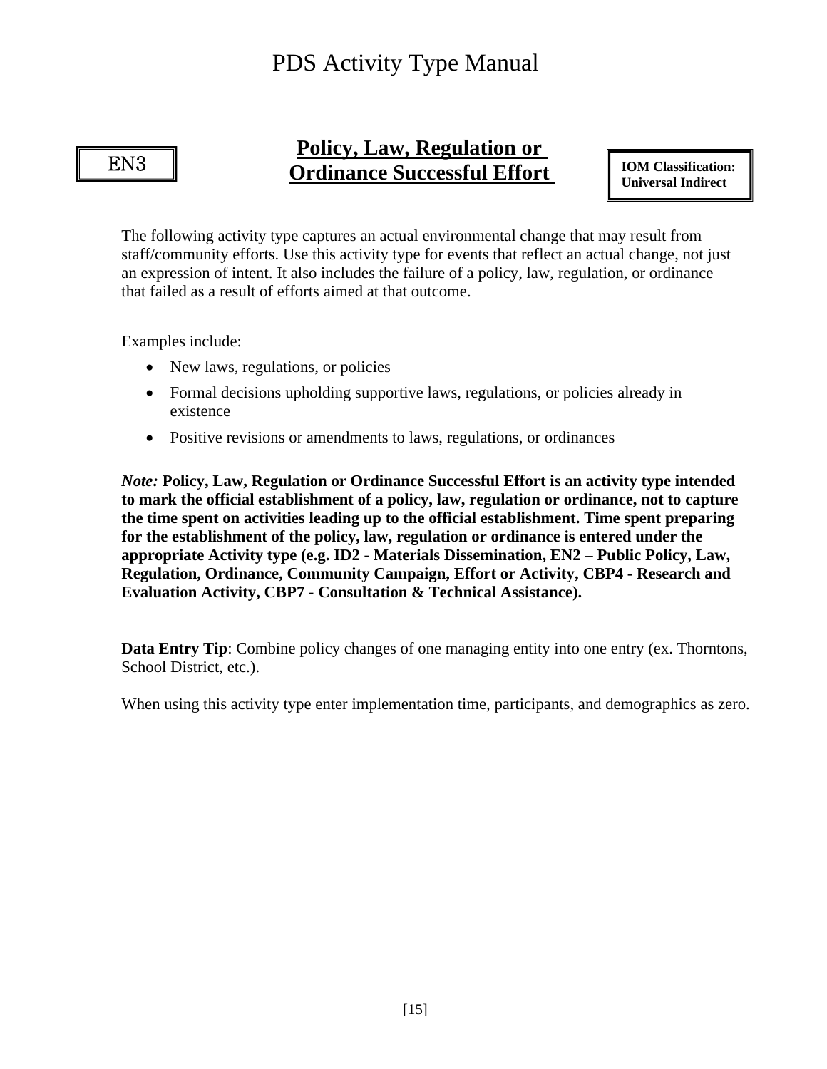EN3

## Policy, Law, Regulation or Ordinance Successful Effort

**IOM Classification: Universal Indirect**

The following activity type captures an actual environmental change that may result from staff/community efforts. Use this activity type for events that reflect an actual change, not just an expression of intent. It also includes the failure of a policy, law, regulation, or ordinance that failed as a result of efforts aimed at that outcome.

Examples include:

- New laws, regulations, or policies
- Formal decisions upholding supportive laws, regulations, or policies already in existence
- Positive revisions or amendments to laws, regulations, or ordinances

***Note:*** **Policy, Law, Regulation or Ordinance Successful Effort is an activity type intended to mark the official establishment of a policy, law, regulation or ordinance, not to capture the time spent on activities leading up to the official establishment. Time spent preparing for the establishment of the policy, law, regulation or ordinance is entered under the appropriate Activity type (e.g. ID2 - Materials Dissemination, EN2 – Public Policy, Law, Regulation, Ordinance, Community Campaign, Effort or Activity, CBP4 - Research and Evaluation Activity, CBP7 - Consultation & Technical Assistance).**

**Data Entry Tip**: Combine policy changes of one managing entity into one entry (ex. Thorntons, School District, etc.).

When using this activity type enter implementation time, participants, and demographics as zero.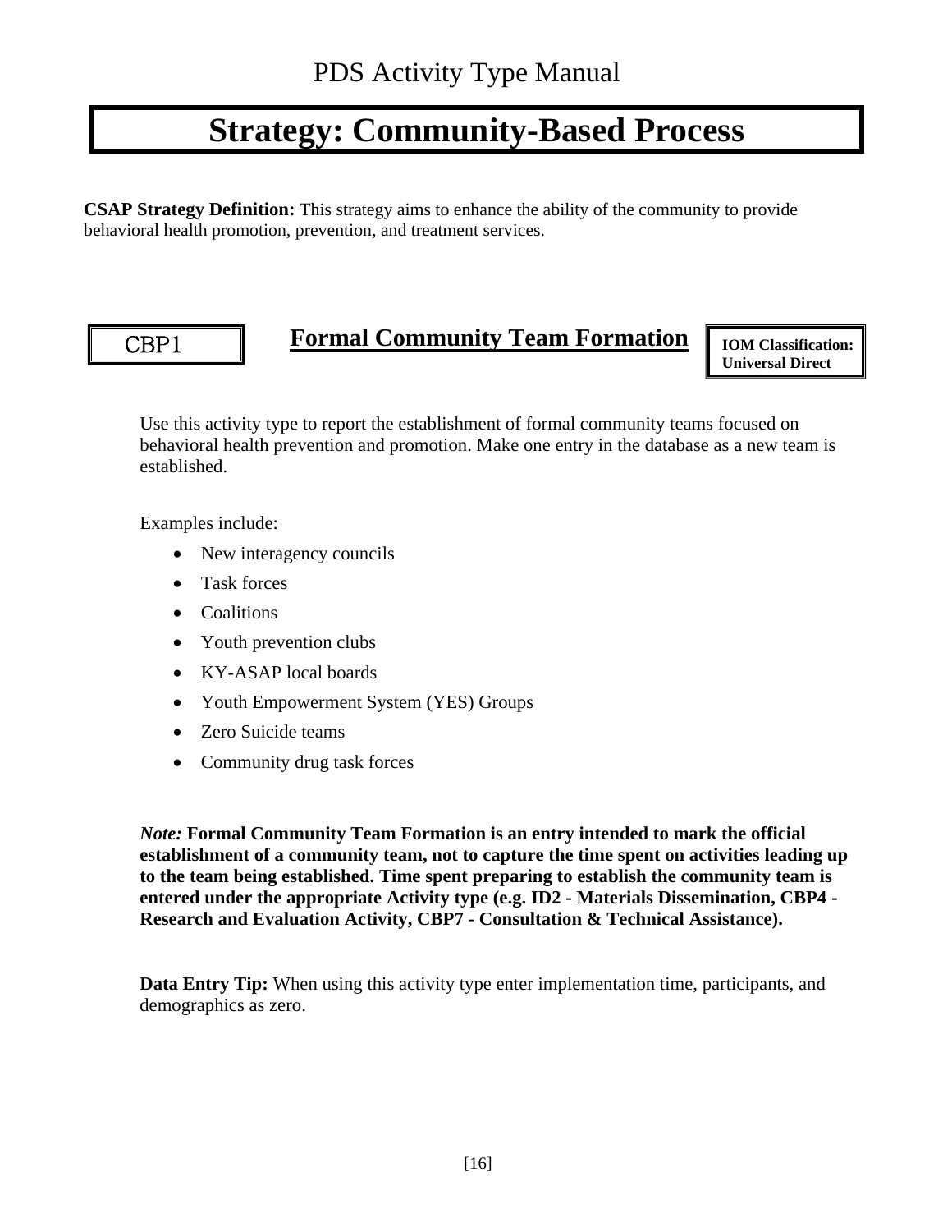# Strategy: Community-Based Process

**CSAP Strategy Definition:** This strategy aims to enhance the ability of the community to provide behavioral health promotion, prevention, and treatment services.

## CBP1 — Formal Community Team Formation

**IOM Classification: Universal Direct**

Use this activity type to report the establishment of formal community teams focused on behavioral health prevention and promotion. Make one entry in the database as a new team is established.

Examples include:

- New interagency councils
- Task forces
- Coalitions
- Youth prevention clubs
- KY-ASAP local boards
- Youth Empowerment System (YES) Groups
- Zero Suicide teams
- Community drug task forces

*Note:* **Formal Community Team Formation is an entry intended to mark the official establishment of a community team, not to capture the time spent on activities leading up to the team being established. Time spent preparing to establish the community team is entered under the appropriate Activity type (e.g. ID2 - Materials Dissemination, CBP4 - Research and Evaluation Activity, CBP7 - Consultation & Technical Assistance).**

**Data Entry Tip:** When using this activity type enter implementation time, participants, and demographics as zero.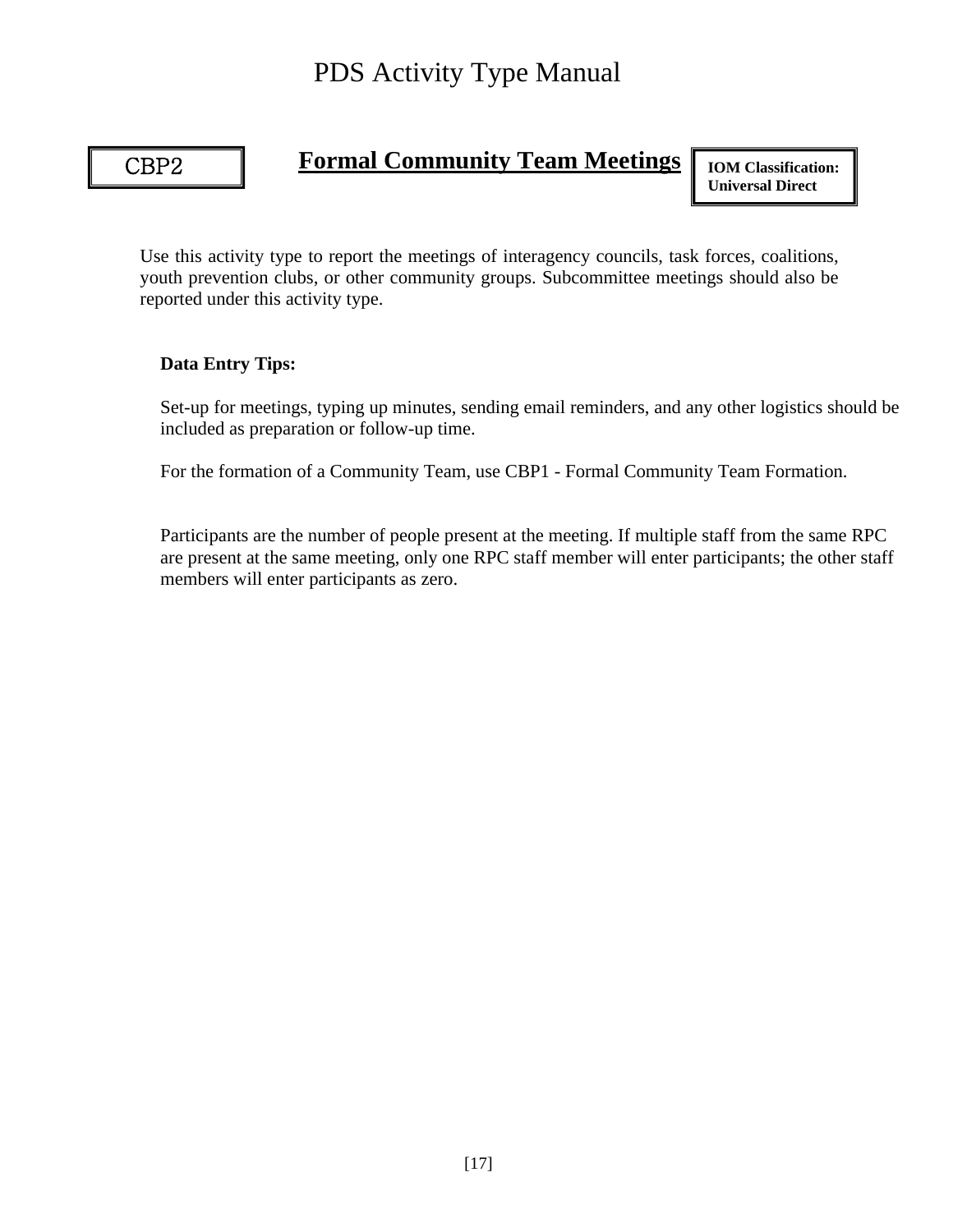CBP2

## Formal Community Team Meetings

**IOM Classification: Universal Direct**

Use this activity type to report the meetings of interagency councils, task forces, coalitions, youth prevention clubs, or other community groups. Subcommittee meetings should also be reported under this activity type.

**Data Entry Tips:**

Set-up for meetings, typing up minutes, sending email reminders, and any other logistics should be included as preparation or follow-up time.

For the formation of a Community Team, use CBP1 - Formal Community Team Formation.

Participants are the number of people present at the meeting. If multiple staff from the same RPC are present at the same meeting, only one RPC staff member will enter participants; the other staff members will enter participants as zero.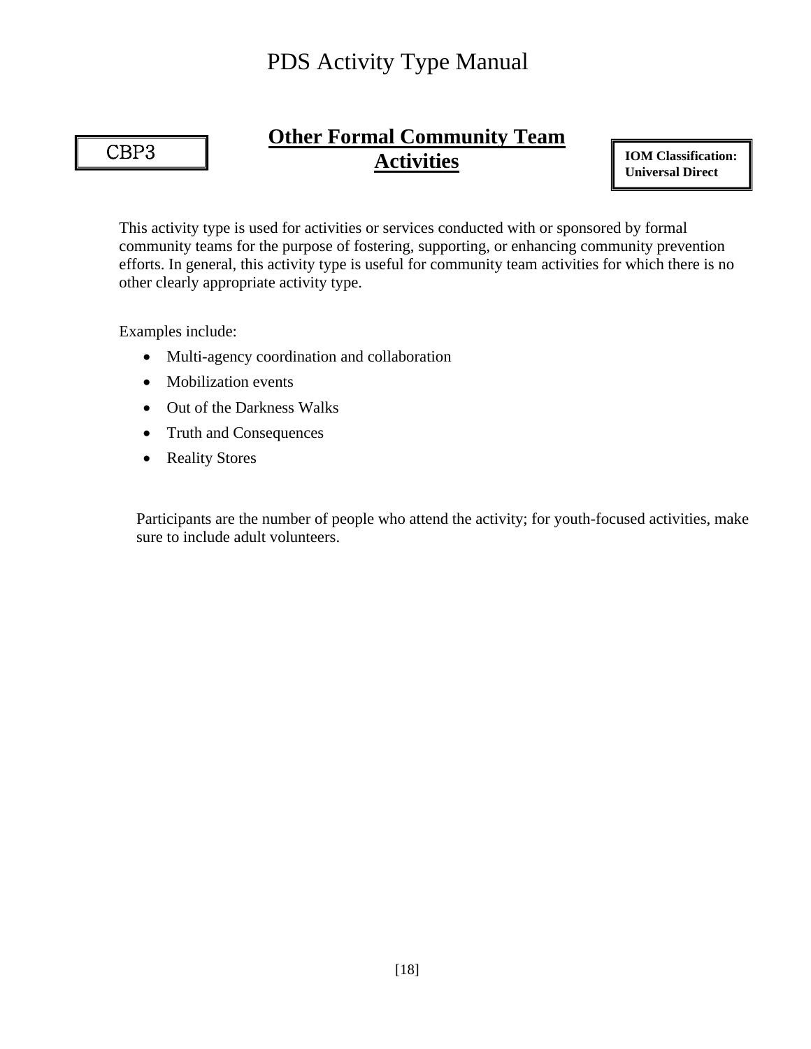CBP3

## Other Formal Community Team Activities

**IOM Classification: Universal Direct**

This activity type is used for activities or services conducted with or sponsored by formal community teams for the purpose of fostering, supporting, or enhancing community prevention efforts. In general, this activity type is useful for community team activities for which there is no other clearly appropriate activity type.

Examples include:

- Multi-agency coordination and collaboration
- Mobilization events
- Out of the Darkness Walks
- Truth and Consequences
- Reality Stores

Participants are the number of people who attend the activity; for youth-focused activities, make sure to include adult volunteers.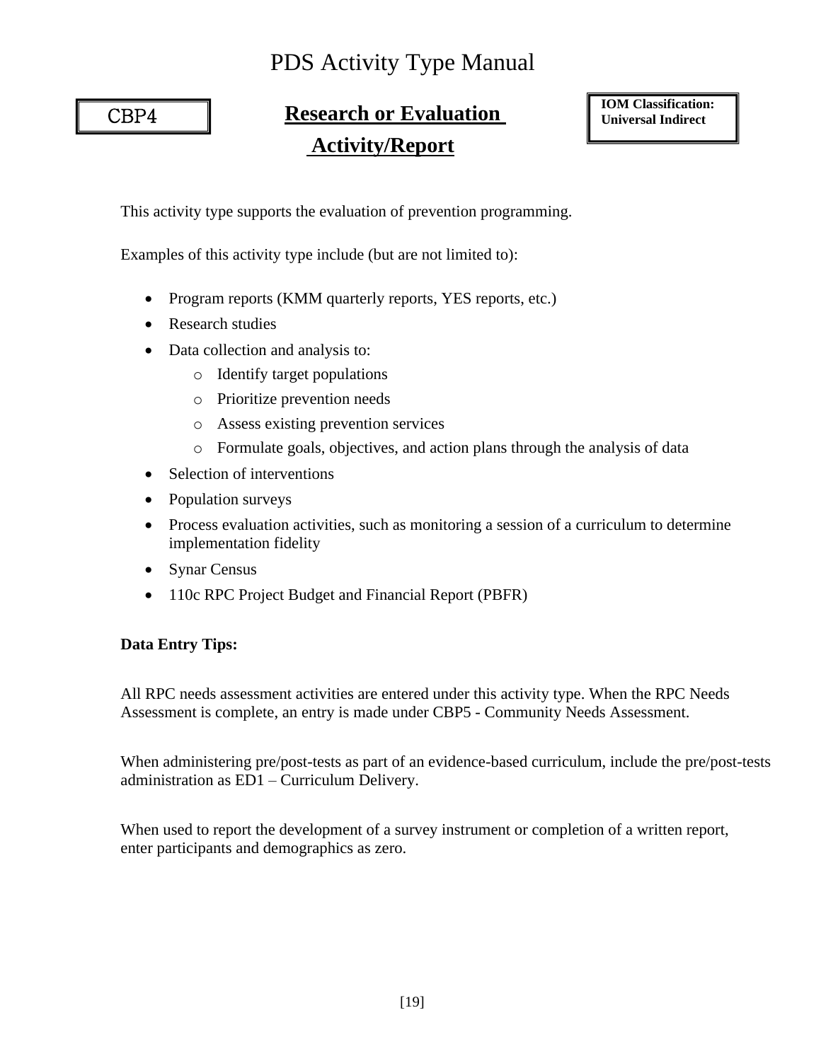# PDS Activity Type Manual

**CBP4**

## Research or Evaluation Activity/Report

**IOM Classification: Universal Indirect**

This activity type supports the evaluation of prevention programming.

Examples of this activity type include (but are not limited to):

- Program reports (KMM quarterly reports, YES reports, etc.)
- Research studies
- Data collection and analysis to:
  - Identify target populations
  - Prioritize prevention needs
  - Assess existing prevention services
  - Formulate goals, objectives, and action plans through the analysis of data
- Selection of interventions
- Population surveys
- Process evaluation activities, such as monitoring a session of a curriculum to determine implementation fidelity
- Synar Census
- 110c RPC Project Budget and Financial Report (PBFR)

**Data Entry Tips:**

All RPC needs assessment activities are entered under this activity type. When the RPC Needs Assessment is complete, an entry is made under CBP5 - Community Needs Assessment.

When administering pre/post-tests as part of an evidence-based curriculum, include the pre/post-tests administration as ED1 – Curriculum Delivery.

When used to report the development of a survey instrument or completion of a written report, enter participants and demographics as zero.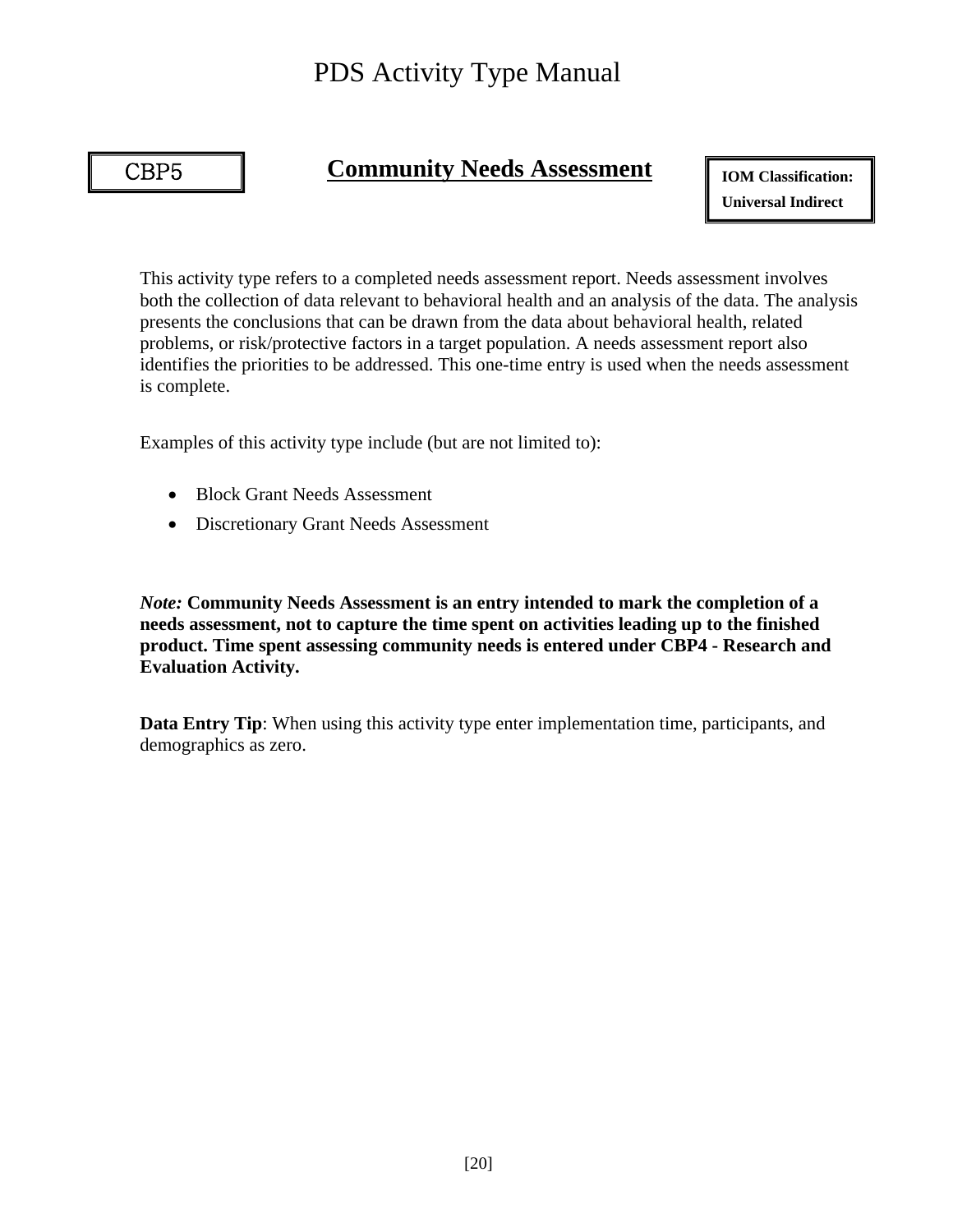CBP5

## Community Needs Assessment

**IOM Classification: Universal Indirect**

This activity type refers to a completed needs assessment report. Needs assessment involves both the collection of data relevant to behavioral health and an analysis of the data. The analysis presents the conclusions that can be drawn from the data about behavioral health, related problems, or risk/protective factors in a target population. A needs assessment report also identifies the priorities to be addressed. This one-time entry is used when the needs assessment is complete.

Examples of this activity type include (but are not limited to):

- Block Grant Needs Assessment
- Discretionary Grant Needs Assessment

***Note:*** **Community Needs Assessment is an entry intended to mark the completion of a needs assessment, not to capture the time spent on activities leading up to the finished product. Time spent assessing community needs is entered under CBP4 - Research and Evaluation Activity.**

**Data Entry Tip**: When using this activity type enter implementation time, participants, and demographics as zero.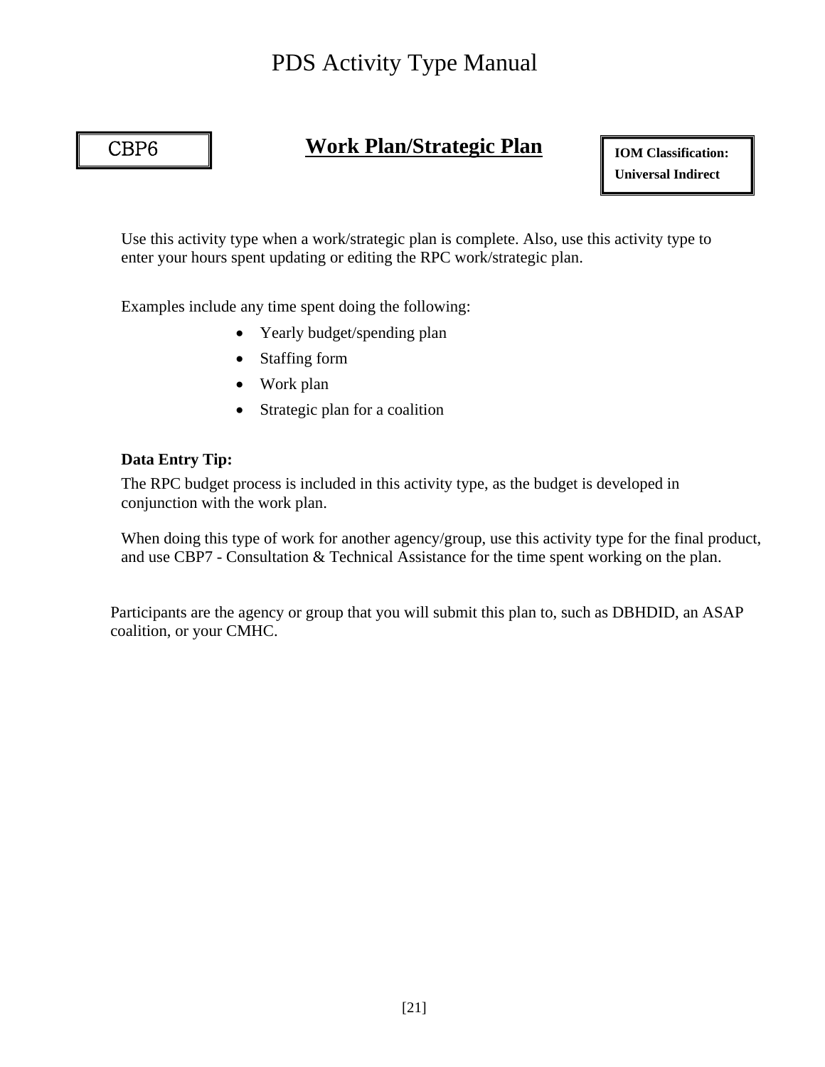CBP6

## Work Plan/Strategic Plan

**IOM Classification:**
**Universal Indirect**

Use this activity type when a work/strategic plan is complete. Also, use this activity type to enter your hours spent updating or editing the RPC work/strategic plan.

Examples include any time spent doing the following:

- Yearly budget/spending plan
- Staffing form
- Work plan
- Strategic plan for a coalition

**Data Entry Tip:**

The RPC budget process is included in this activity type, as the budget is developed in conjunction with the work plan.

When doing this type of work for another agency/group, use this activity type for the final product, and use CBP7 - Consultation & Technical Assistance for the time spent working on the plan.

Participants are the agency or group that you will submit this plan to, such as DBHDID, an ASAP coalition, or your CMHC.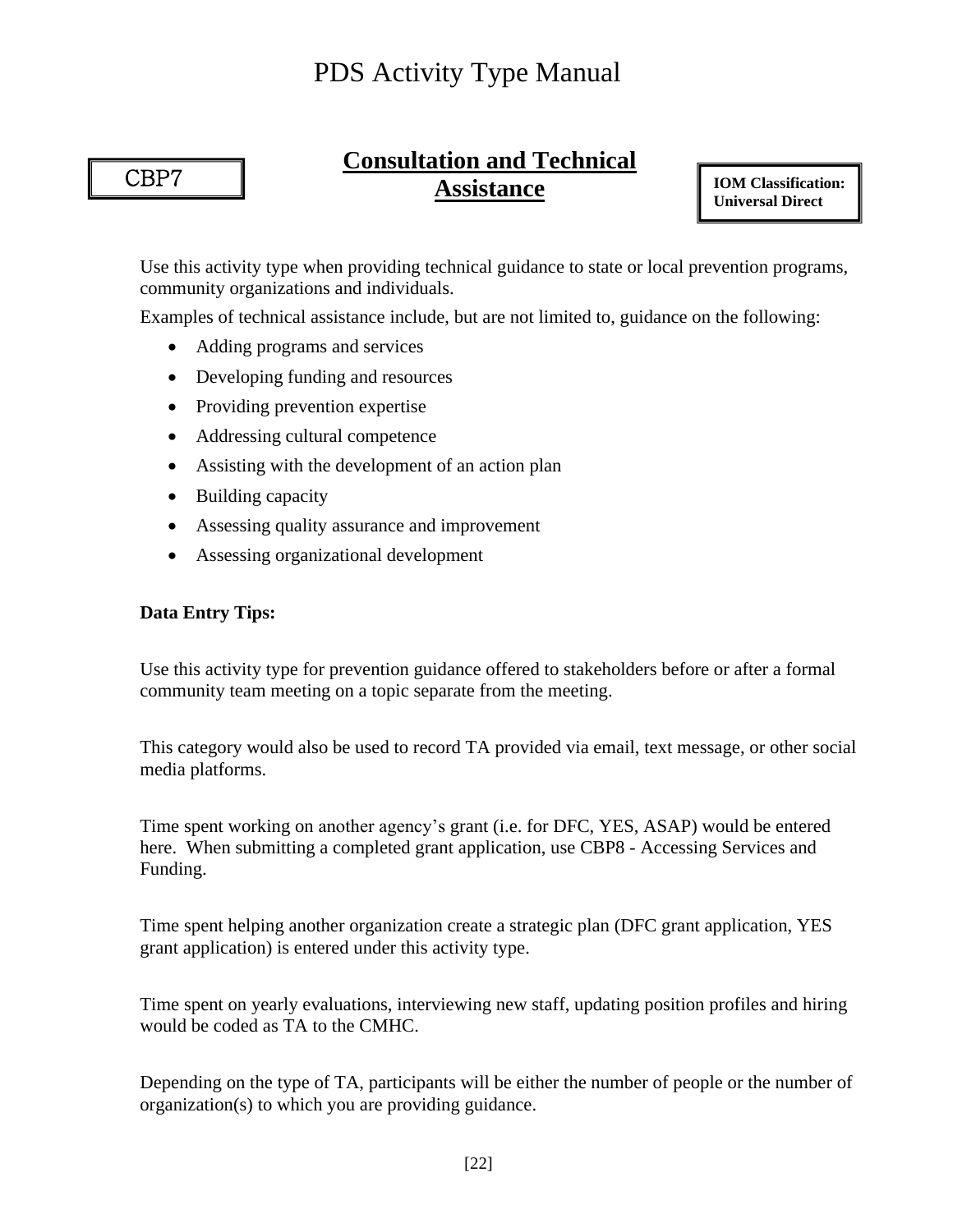CBP7

## Consultation and Technical Assistance

**IOM Classification: Universal Direct**

Use this activity type when providing technical guidance to state or local prevention programs, community organizations and individuals.

Examples of technical assistance include, but are not limited to, guidance on the following:

- Adding programs and services
- Developing funding and resources
- Providing prevention expertise
- Addressing cultural competence
- Assisting with the development of an action plan
- Building capacity
- Assessing quality assurance and improvement
- Assessing organizational development

**Data Entry Tips:**

Use this activity type for prevention guidance offered to stakeholders before or after a formal community team meeting on a topic separate from the meeting.

This category would also be used to record TA provided via email, text message, or other social media platforms.

Time spent working on another agency's grant (i.e. for DFC, YES, ASAP) would be entered here. When submitting a completed grant application, use CBP8 - Accessing Services and Funding.

Time spent helping another organization create a strategic plan (DFC grant application, YES grant application) is entered under this activity type.

Time spent on yearly evaluations, interviewing new staff, updating position profiles and hiring would be coded as TA to the CMHC.

Depending on the type of TA, participants will be either the number of people or the number of organization(s) to which you are providing guidance.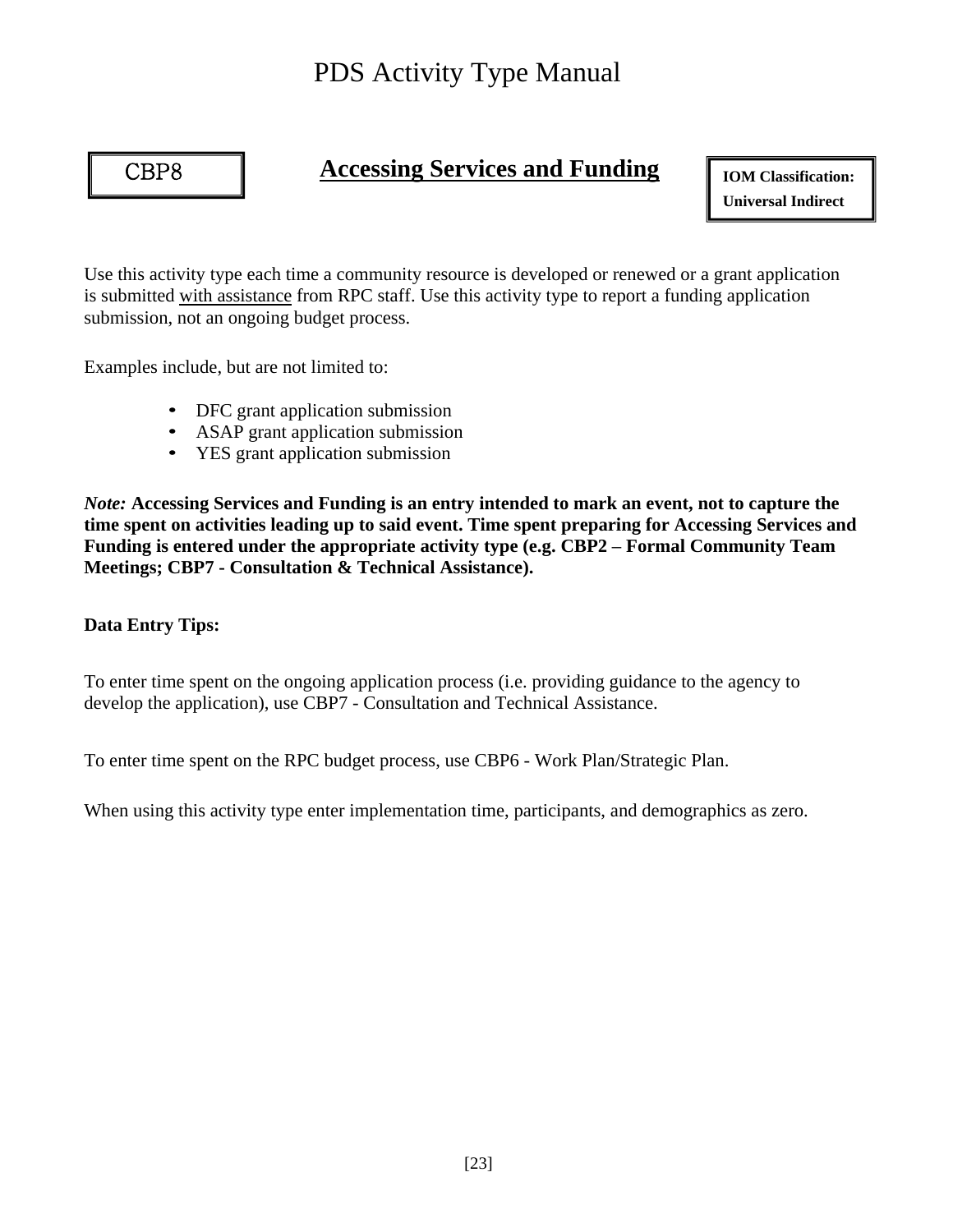CBP8

## Accessing Services and Funding

**IOM Classification: Universal Indirect**

Use this activity type each time a community resource is developed or renewed or a grant application is submitted with assistance from RPC staff. Use this activity type to report a funding application submission, not an ongoing budget process.

Examples include, but are not limited to:

- DFC grant application submission
- ASAP grant application submission
- YES grant application submission

***Note:*** **Accessing Services and Funding is an entry intended to mark an event, not to capture the time spent on activities leading up to said event. Time spent preparing for Accessing Services and Funding is entered under the appropriate activity type (e.g. CBP2 – Formal Community Team Meetings; CBP7 - Consultation & Technical Assistance).**

**Data Entry Tips:**

To enter time spent on the ongoing application process (i.e. providing guidance to the agency to develop the application), use CBP7 - Consultation and Technical Assistance.

To enter time spent on the RPC budget process, use CBP6 - Work Plan/Strategic Plan.

When using this activity type enter implementation time, participants, and demographics as zero.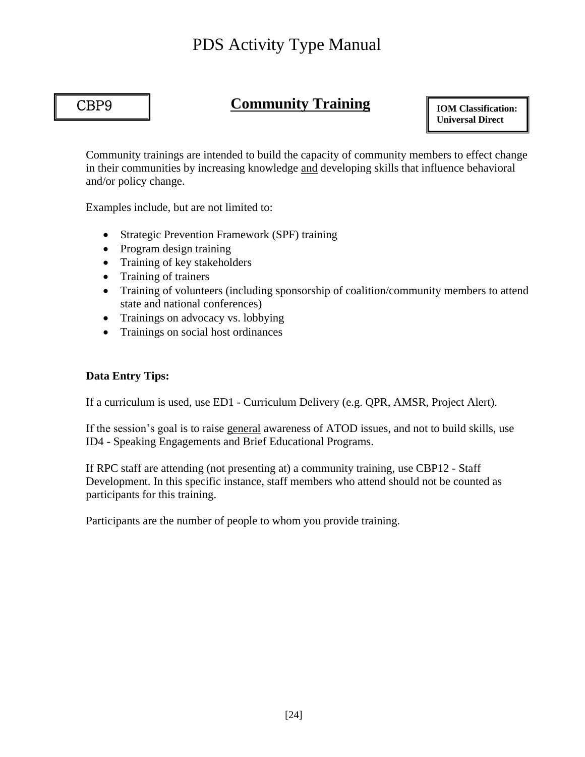CBP9

## Community Training

**IOM Classification: Universal Direct**

Community trainings are intended to build the capacity of community members to effect change in their communities by increasing knowledge <u>and</u> developing skills that influence behavioral and/or policy change.

Examples include, but are not limited to:

- Strategic Prevention Framework (SPF) training
- Program design training
- Training of key stakeholders
- Training of trainers
- Training of volunteers (including sponsorship of coalition/community members to attend state and national conferences)
- Trainings on advocacy vs. lobbying
- Trainings on social host ordinances

**Data Entry Tips:**

If a curriculum is used, use ED1 - Curriculum Delivery (e.g. QPR, AMSR, Project Alert).

If the session's goal is to raise <u>general</u> awareness of ATOD issues, and not to build skills, use ID4 - Speaking Engagements and Brief Educational Programs.

If RPC staff are attending (not presenting at) a community training, use CBP12 - Staff Development. In this specific instance, staff members who attend should not be counted as participants for this training.

Participants are the number of people to whom you provide training.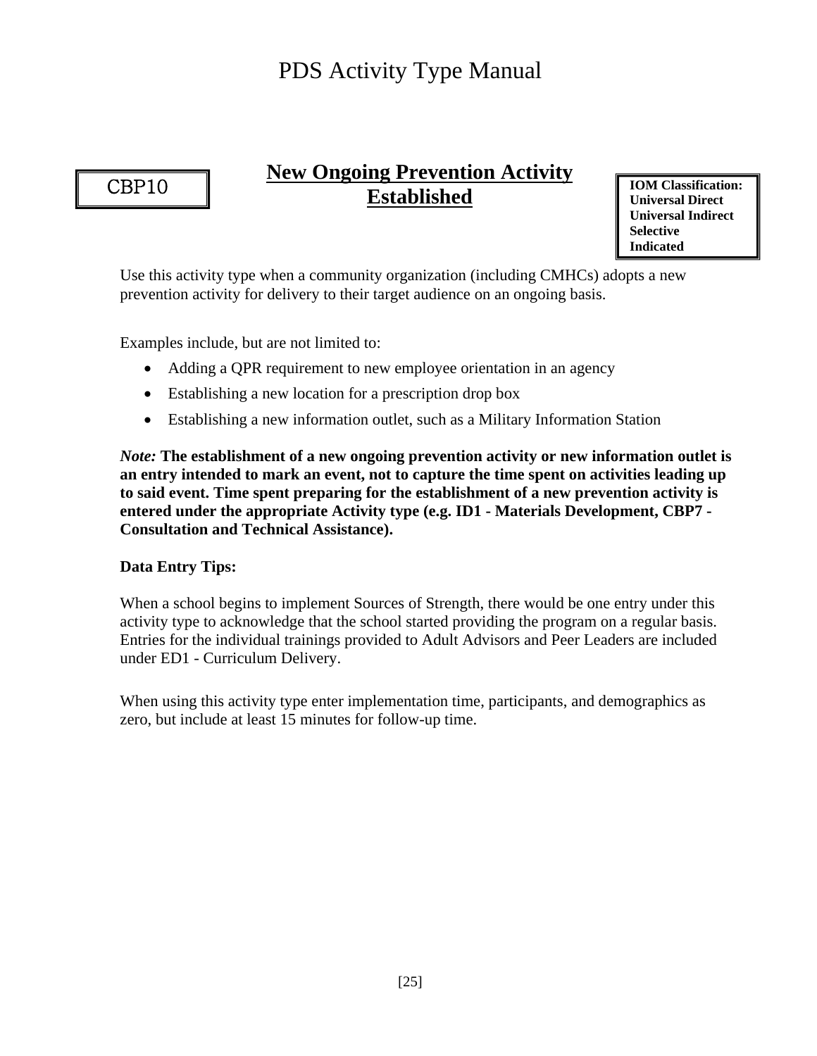CBP10

## New Ongoing Prevention Activity Established

**IOM Classification:**
**Universal Direct**
**Universal Indirect**
**Selective**
**Indicated**

Use this activity type when a community organization (including CMHCs) adopts a new prevention activity for delivery to their target audience on an ongoing basis.

Examples include, but are not limited to:

- Adding a QPR requirement to new employee orientation in an agency
- Establishing a new location for a prescription drop box
- Establishing a new information outlet, such as a Military Information Station

*Note:* **The establishment of a new ongoing prevention activity or new information outlet is an entry intended to mark an event, not to capture the time spent on activities leading up to said event. Time spent preparing for the establishment of a new prevention activity is entered under the appropriate Activity type (e.g. ID1 - Materials Development, CBP7 - Consultation and Technical Assistance).**

**Data Entry Tips:**

When a school begins to implement Sources of Strength, there would be one entry under this activity type to acknowledge that the school started providing the program on a regular basis. Entries for the individual trainings provided to Adult Advisors and Peer Leaders are included under ED1 - Curriculum Delivery.

When using this activity type enter implementation time, participants, and demographics as zero, but include at least 15 minutes for follow-up time.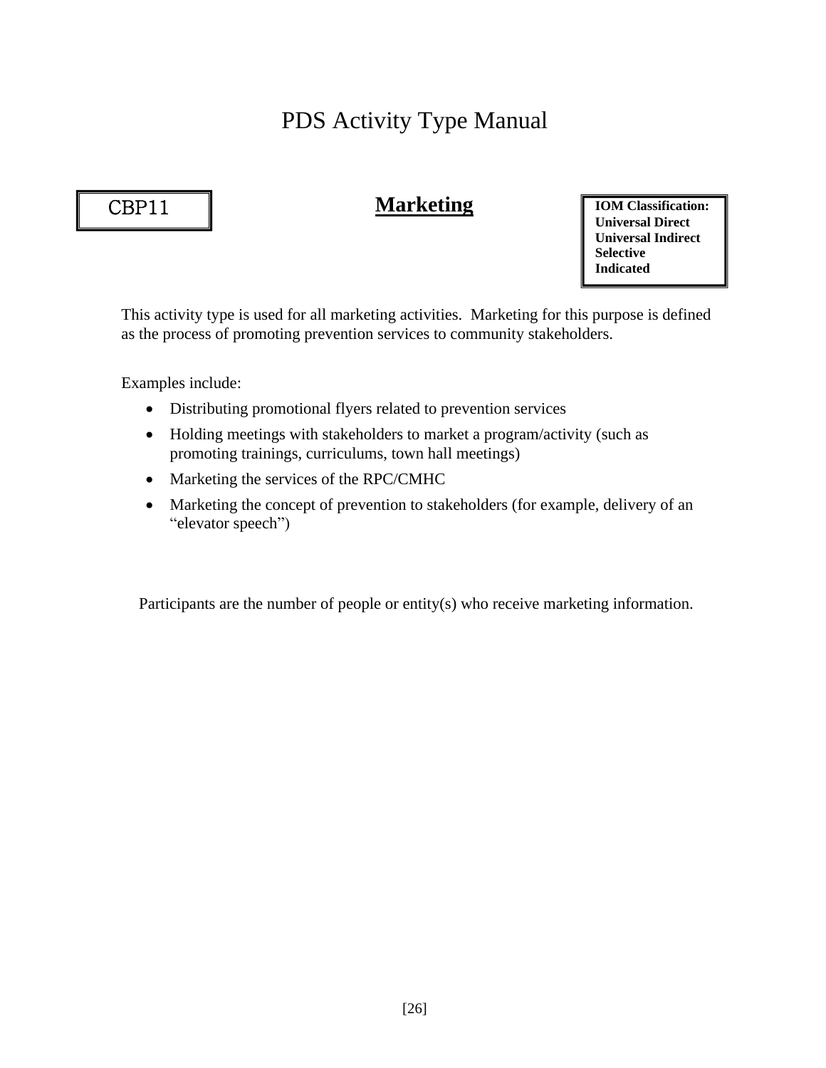# PDS Activity Type Manual

CBP11

## Marketing

**IOM Classification:**
**Universal Direct**
**Universal Indirect**
**Selective**
**Indicated**

This activity type is used for all marketing activities. Marketing for this purpose is defined as the process of promoting prevention services to community stakeholders.

Examples include:

- Distributing promotional flyers related to prevention services
- Holding meetings with stakeholders to market a program/activity (such as promoting trainings, curriculums, town hall meetings)
- Marketing the services of the RPC/CMHC
- Marketing the concept of prevention to stakeholders (for example, delivery of an "elevator speech")

Participants are the number of people or entity(s) who receive marketing information.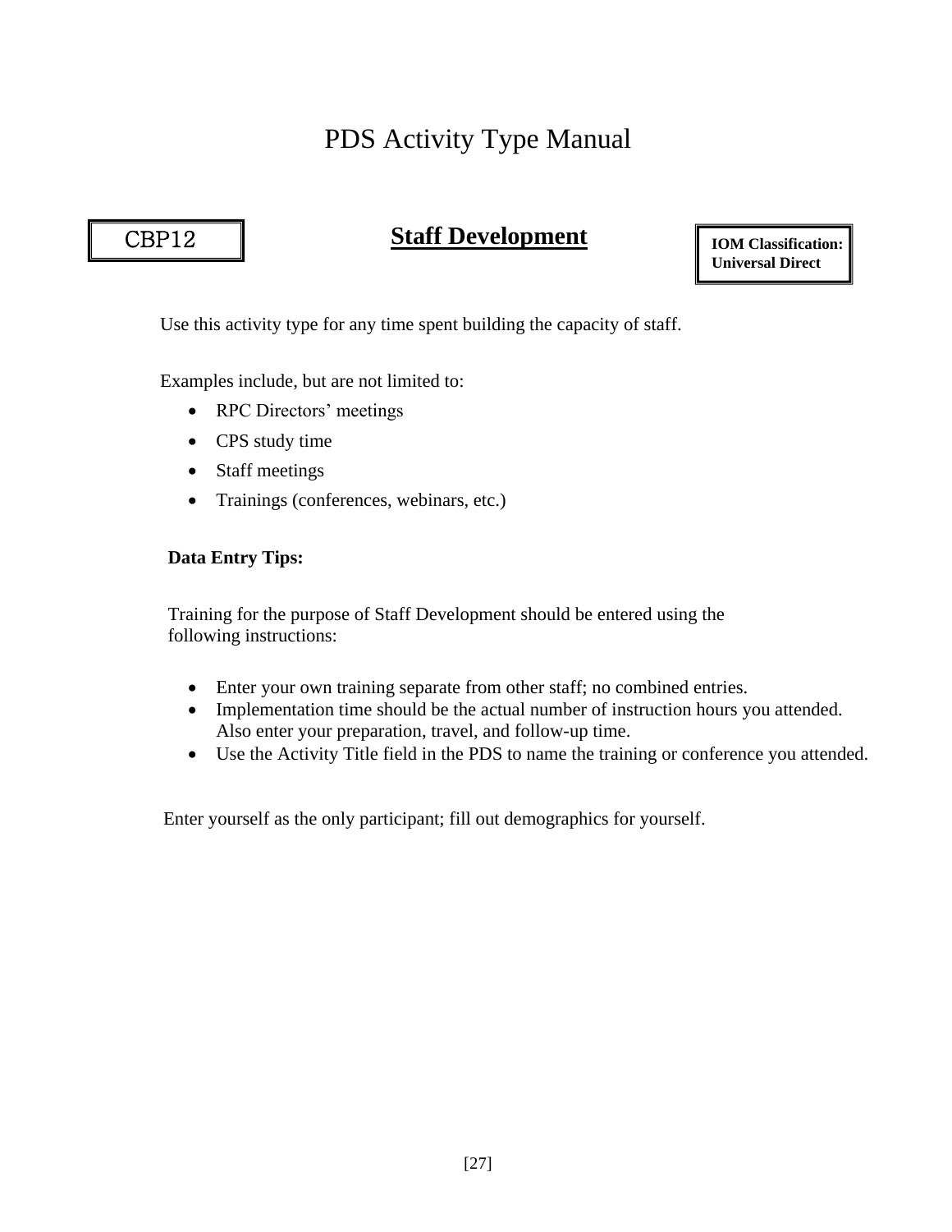# PDS Activity Type Manual

CBP12

## Staff Development

**IOM Classification: Universal Direct**

Use this activity type for any time spent building the capacity of staff.

Examples include, but are not limited to:

- RPC Directors' meetings
- CPS study time
- Staff meetings
- Trainings (conferences, webinars, etc.)

**Data Entry Tips:**

Training for the purpose of Staff Development should be entered using the following instructions:

- Enter your own training separate from other staff; no combined entries.
- Implementation time should be the actual number of instruction hours you attended. Also enter your preparation, travel, and follow-up time.
- Use the Activity Title field in the PDS to name the training or conference you attended.

Enter yourself as the only participant; fill out demographics for yourself.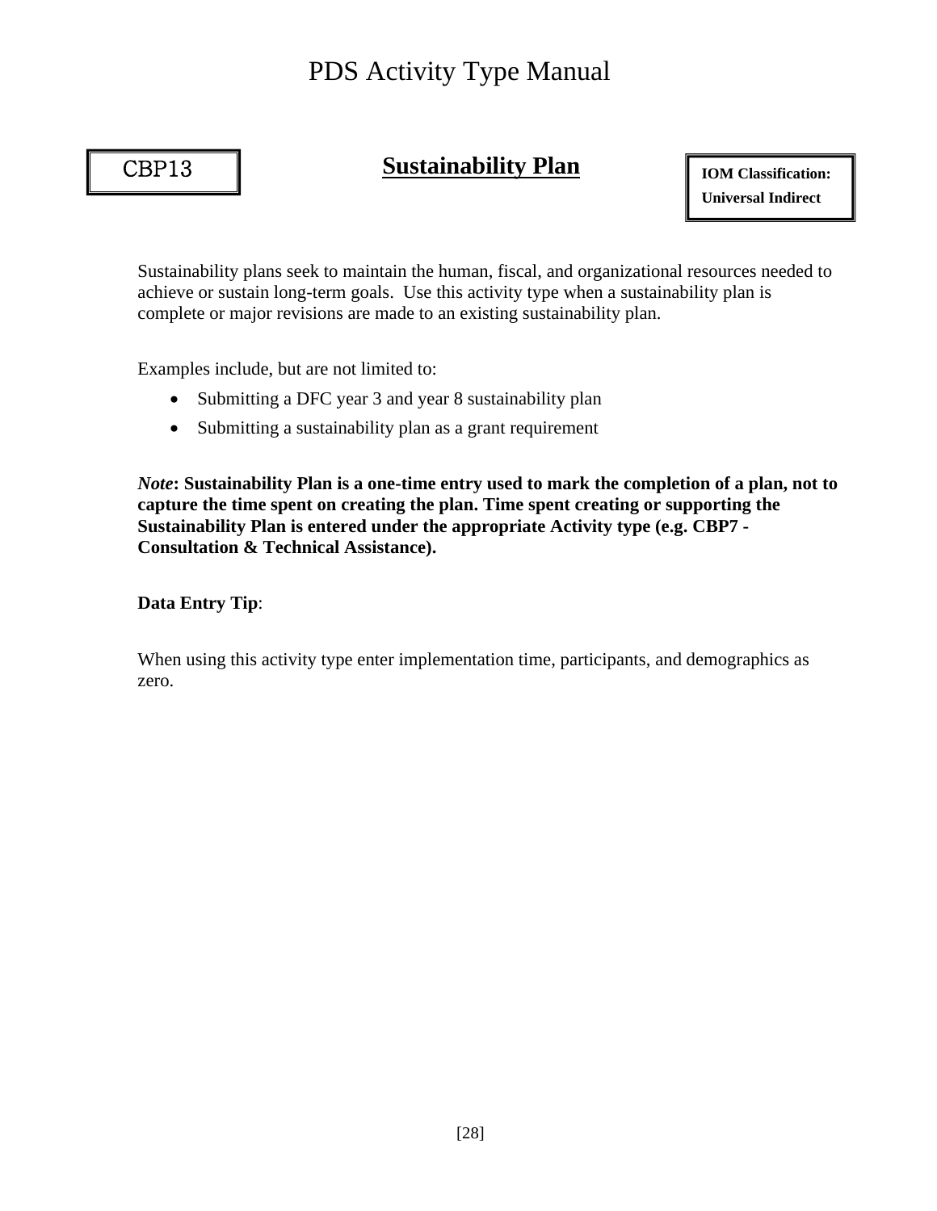CBP13

## Sustainability Plan

**IOM Classification:**
**Universal Indirect**

Sustainability plans seek to maintain the human, fiscal, and organizational resources needed to achieve or sustain long-term goals. Use this activity type when a sustainability plan is complete or major revisions are made to an existing sustainability plan.

Examples include, but are not limited to:

- Submitting a DFC year 3 and year 8 sustainability plan
- Submitting a sustainability plan as a grant requirement

***Note*: Sustainability Plan is a one-time entry used to mark the completion of a plan, not to capture the time spent on creating the plan. Time spent creating or supporting the Sustainability Plan is entered under the appropriate Activity type (e.g. CBP7 - Consultation & Technical Assistance).**

**Data Entry Tip**:

When using this activity type enter implementation time, participants, and demographics as zero.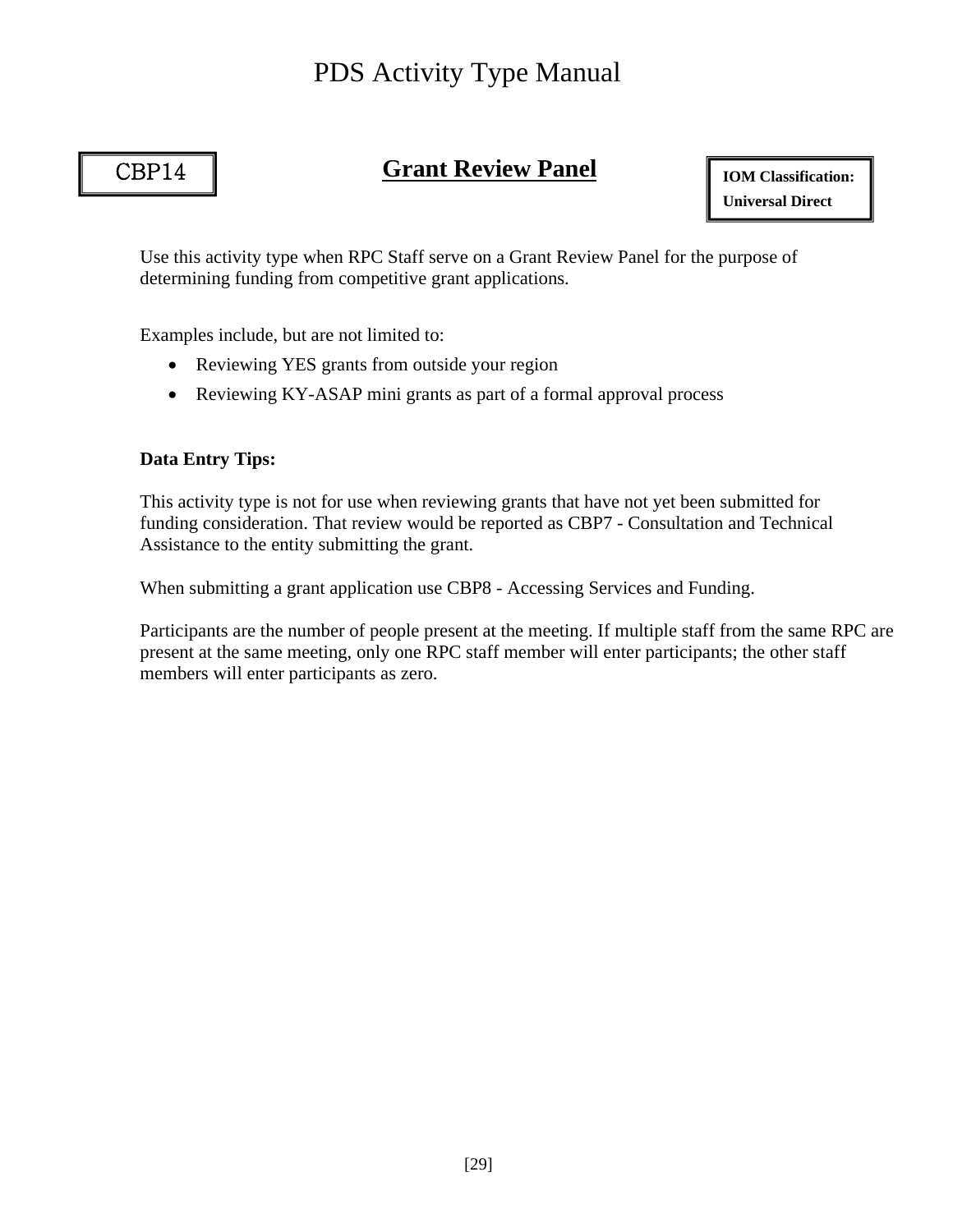CBP14

## Grant Review Panel

**IOM Classification:**
**Universal Direct**

Use this activity type when RPC Staff serve on a Grant Review Panel for the purpose of determining funding from competitive grant applications.

Examples include, but are not limited to:

- Reviewing YES grants from outside your region
- Reviewing KY-ASAP mini grants as part of a formal approval process

**Data Entry Tips:**

This activity type is not for use when reviewing grants that have not yet been submitted for funding consideration. That review would be reported as CBP7 - Consultation and Technical Assistance to the entity submitting the grant.

When submitting a grant application use CBP8 - Accessing Services and Funding.

Participants are the number of people present at the meeting. If multiple staff from the same RPC are present at the same meeting, only one RPC staff member will enter participants; the other staff members will enter participants as zero.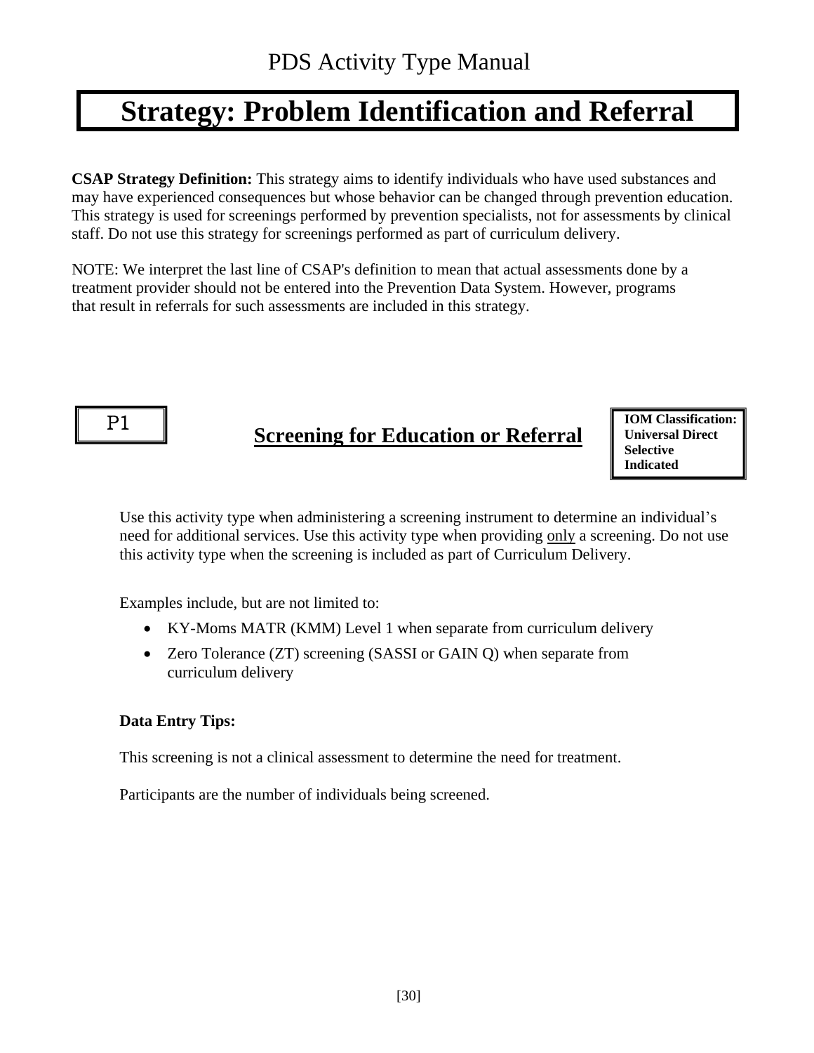# Strategy: Problem Identification and Referral

**CSAP Strategy Definition:** This strategy aims to identify individuals who have used substances and may have experienced consequences but whose behavior can be changed through prevention education. This strategy is used for screenings performed by prevention specialists, not for assessments by clinical staff. Do not use this strategy for screenings performed as part of curriculum delivery.

NOTE: We interpret the last line of CSAP's definition to mean that actual assessments done by a treatment provider should not be entered into the Prevention Data System. However, programs that result in referrals for such assessments are included in this strategy.

P1

## Screening for Education or Referral

**IOM Classification:**
**Universal Direct**
**Selective**
**Indicated**

Use this activity type when administering a screening instrument to determine an individual's need for additional services. Use this activity type when providing only a screening. Do not use this activity type when the screening is included as part of Curriculum Delivery.

Examples include, but are not limited to:

- KY-Moms MATR (KMM) Level 1 when separate from curriculum delivery
- Zero Tolerance (ZT) screening (SASSI or GAIN Q) when separate from curriculum delivery

**Data Entry Tips:**

This screening is not a clinical assessment to determine the need for treatment.

Participants are the number of individuals being screened.